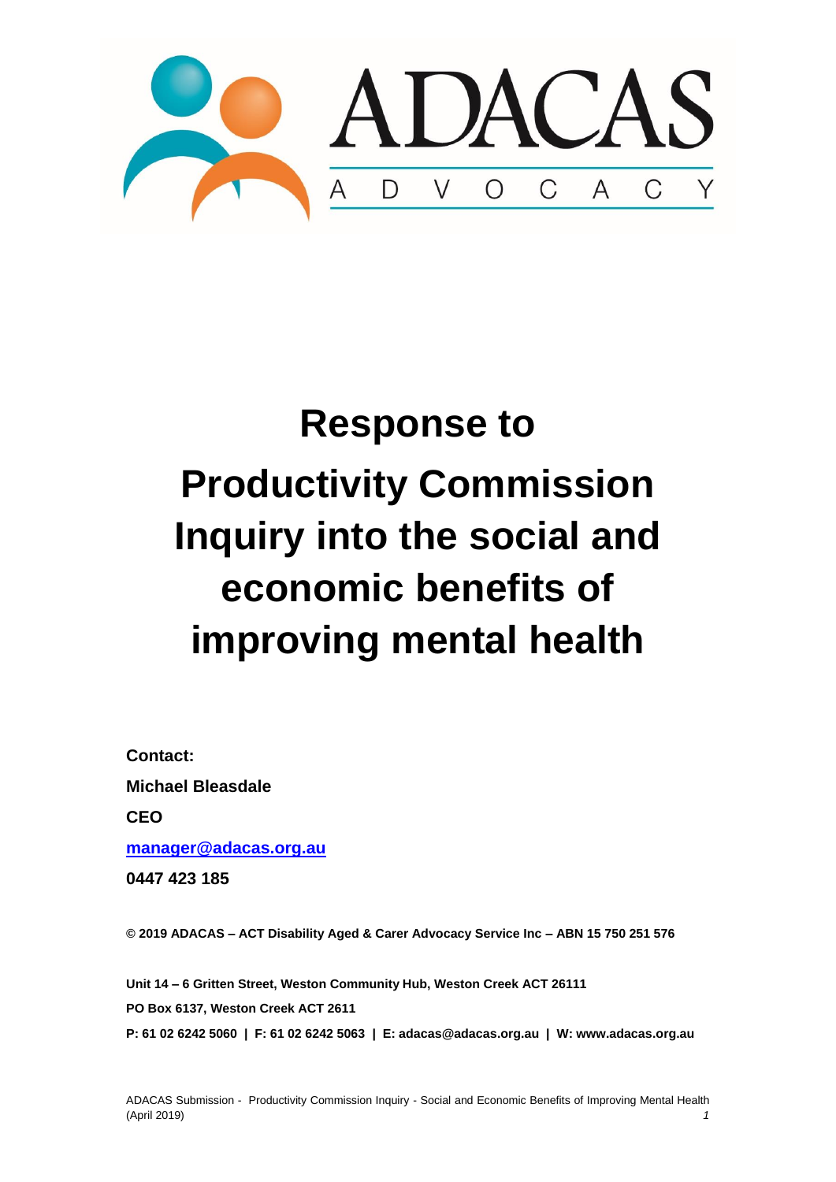ADACAS

ADVOCACY

# Response to Productivity Commission Inquiry into the social and economic benefits of improving mental health

**Contact:**

**Michael Bleasdale**

**CEO**

**[manager@adacas.org.au](mailto:manager@adacas.org.au)**

**0447 423 185**

**© 2019 ADACAS – ACT Disability Aged & Carer Advocacy Service Inc – ABN 15 750 251 576**

**Unit 14 – 6 Gritten Street, Weston Community Hub, Weston Creek ACT 26111**

**PO Box 6137, Weston Creek ACT 2611**

**P: 61 02 6242 5060 | F: 61 02 6242 5063 | E: adacas@adacas.org.au | W: www.adacas.org.au**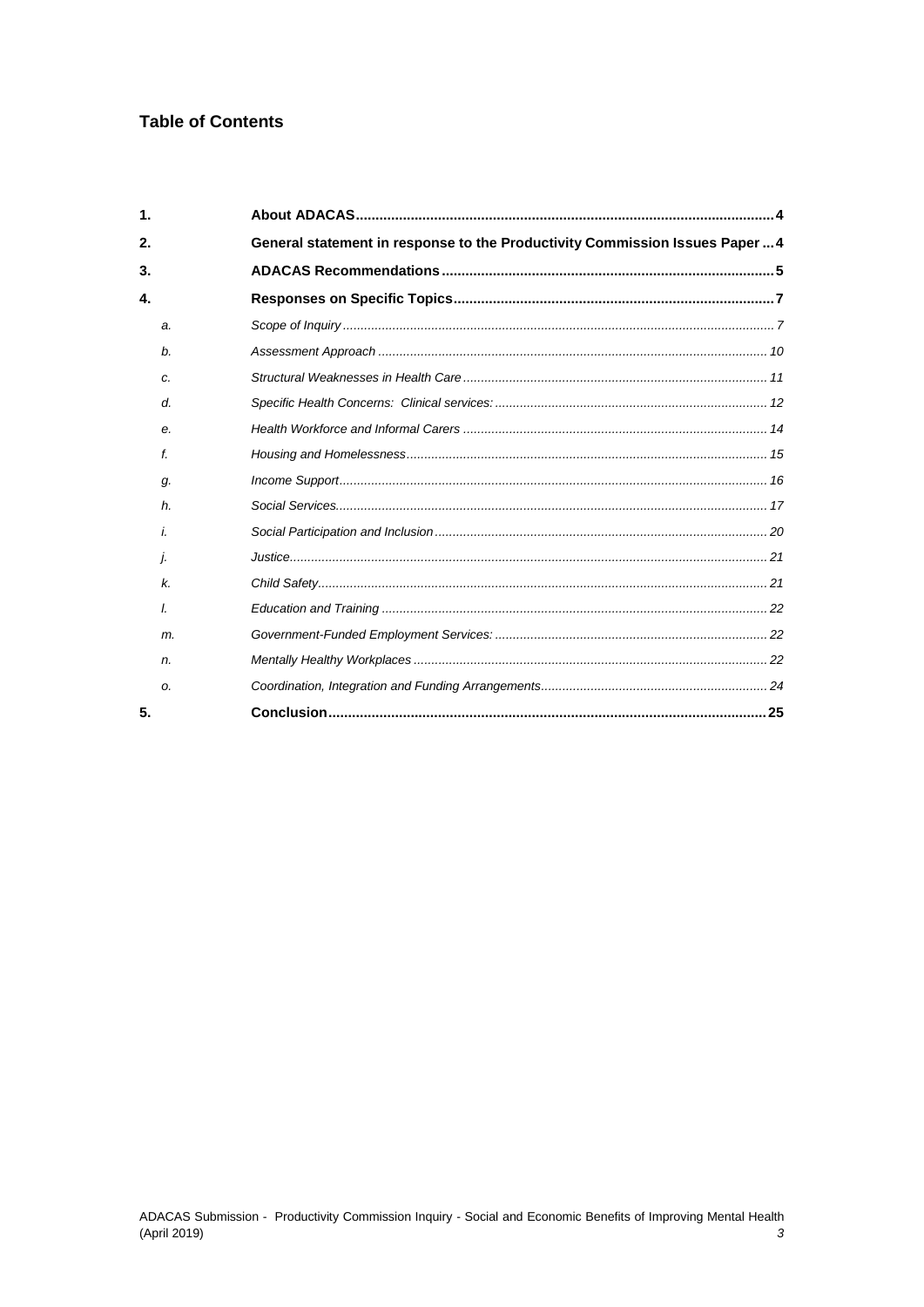## Table of Contents

| | | |
|---|---|---|
| **1.** | **About ADACAS** | **4** |
| **2.** | **General statement in response to the Productivity Commission Issues Paper** | **4** |
| **3.** | **ADACAS Recommendations** | **5** |
| **4.** | **Responses on Specific Topics** | **7** |
| *a.* | *Scope of Inquiry* | *7* |
| *b.* | *Assessment Approach* | *10* |
| *c.* | *Structural Weaknesses in Health Care* | *11* |
| *d.* | *Specific Health Concerns: Clinical services:* | *12* |
| *e.* | *Health Workforce and Informal Carers* | *14* |
| *f.* | *Housing and Homelessness* | *15* |
| *g.* | *Income Support* | *16* |
| *h.* | *Social Services* | *17* |
| *i.* | *Social Participation and Inclusion* | *20* |
| *j.* | *Justice* | *21* |
| *k.* | *Child Safety* | *21* |
| *l.* | *Education and Training* | *22* |
| *m.* | *Government-Funded Employment Services:* | *22* |
| *n.* | *Mentally Healthy Workplaces* | *22* |
| *o.* | *Coordination, Integration and Funding Arrangements* | *24* |
| **5.** | **Conclusion** | **25** |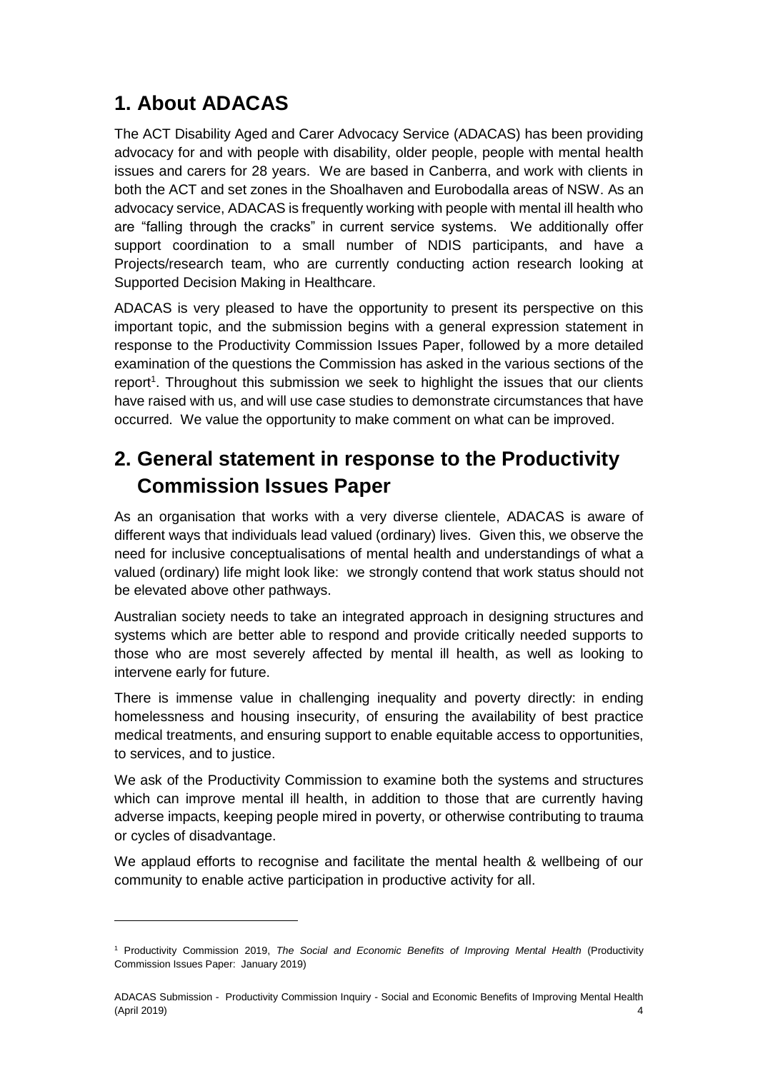## 1. About ADACAS

The ACT Disability Aged and Carer Advocacy Service (ADACAS) has been providing advocacy for and with people with disability, older people, people with mental health issues and carers for 28 years. We are based in Canberra, and work with clients in both the ACT and set zones in the Shoalhaven and Eurobodalla areas of NSW. As an advocacy service, ADACAS is frequently working with people with mental ill health who are "falling through the cracks" in current service systems. We additionally offer support coordination to a small number of NDIS participants, and have a Projects/research team, who are currently conducting action research looking at Supported Decision Making in Healthcare.

ADACAS is very pleased to have the opportunity to present its perspective on this important topic, and the submission begins with a general expression statement in response to the Productivity Commission Issues Paper, followed by a more detailed examination of the questions the Commission has asked in the various sections of the report[1]. Throughout this submission we seek to highlight the issues that our clients have raised with us, and will use case studies to demonstrate circumstances that have occurred. We value the opportunity to make comment on what can be improved.

## 2. General statement in response to the Productivity Commission Issues Paper

As an organisation that works with a very diverse clientele, ADACAS is aware of different ways that individuals lead valued (ordinary) lives. Given this, we observe the need for inclusive conceptualisations of mental health and understandings of what a valued (ordinary) life might look like: we strongly contend that work status should not be elevated above other pathways.

Australian society needs to take an integrated approach in designing structures and systems which are better able to respond and provide critically needed supports to those who are most severely affected by mental ill health, as well as looking to intervene early for future.

There is immense value in challenging inequality and poverty directly: in ending homelessness and housing insecurity, of ensuring the availability of best practice medical treatments, and ensuring support to enable equitable access to opportunities, to services, and to justice.

We ask of the Productivity Commission to examine both the systems and structures which can improve mental ill health, in addition to those that are currently having adverse impacts, keeping people mired in poverty, or otherwise contributing to trauma or cycles of disadvantage.

We applaud efforts to recognise and facilitate the mental health & wellbeing of our community to enable active participation in productive activity for all.

---

[1] Productivity Commission 2019, *The Social and Economic Benefits of Improving Mental Health* (Productivity Commission Issues Paper: January 2019)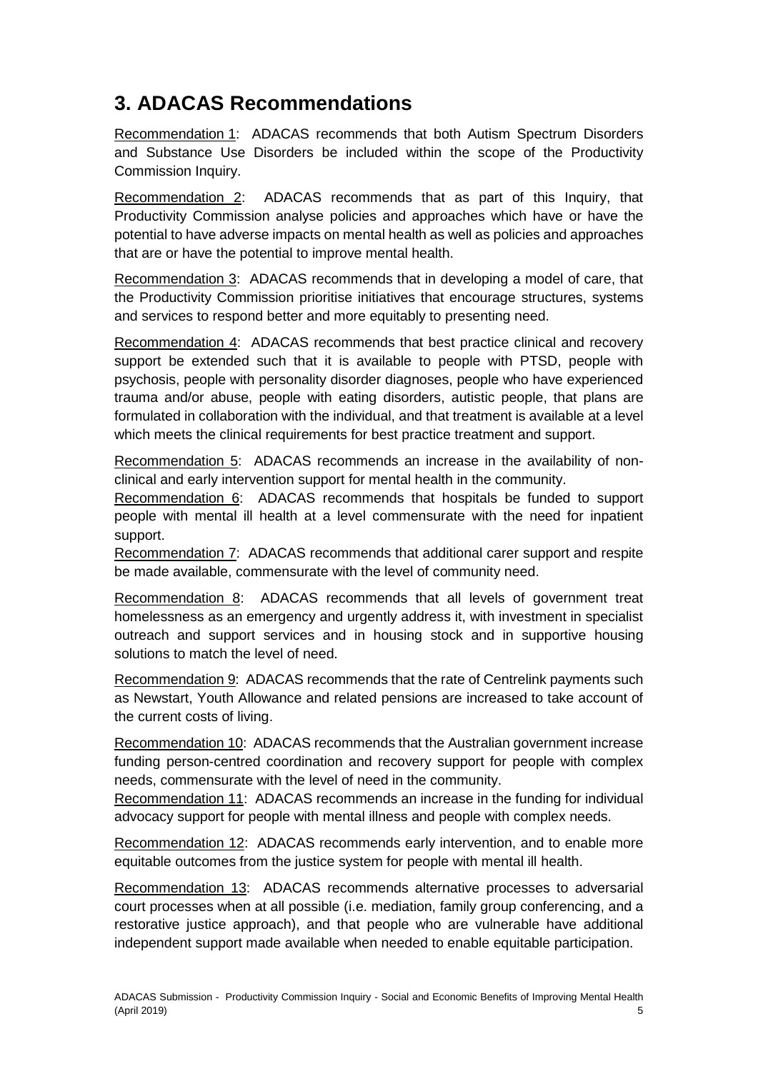## 3. ADACAS Recommendations

Recommendation 1: ADACAS recommends that both Autism Spectrum Disorders and Substance Use Disorders be included within the scope of the Productivity Commission Inquiry.

Recommendation 2: ADACAS recommends that as part of this Inquiry, that Productivity Commission analyse policies and approaches which have or have the potential to have adverse impacts on mental health as well as policies and approaches that are or have the potential to improve mental health.

Recommendation 3: ADACAS recommends that in developing a model of care, that the Productivity Commission prioritise initiatives that encourage structures, systems and services to respond better and more equitably to presenting need.

Recommendation 4: ADACAS recommends that best practice clinical and recovery support be extended such that it is available to people with PTSD, people with psychosis, people with personality disorder diagnoses, people who have experienced trauma and/or abuse, people with eating disorders, autistic people, that plans are formulated in collaboration with the individual, and that treatment is available at a level which meets the clinical requirements for best practice treatment and support.

Recommendation 5: ADACAS recommends an increase in the availability of non-clinical and early intervention support for mental health in the community.

Recommendation 6: ADACAS recommends that hospitals be funded to support people with mental ill health at a level commensurate with the need for inpatient support.

Recommendation 7: ADACAS recommends that additional carer support and respite be made available, commensurate with the level of community need.

Recommendation 8: ADACAS recommends that all levels of government treat homelessness as an emergency and urgently address it, with investment in specialist outreach and support services and in housing stock and in supportive housing solutions to match the level of need.

Recommendation 9: ADACAS recommends that the rate of Centrelink payments such as Newstart, Youth Allowance and related pensions are increased to take account of the current costs of living.

Recommendation 10: ADACAS recommends that the Australian government increase funding person-centred coordination and recovery support for people with complex needs, commensurate with the level of need in the community.

Recommendation 11: ADACAS recommends an increase in the funding for individual advocacy support for people with mental illness and people with complex needs.

Recommendation 12: ADACAS recommends early intervention, and to enable more equitable outcomes from the justice system for people with mental ill health.

Recommendation 13: ADACAS recommends alternative processes to adversarial court processes when at all possible (i.e. mediation, family group conferencing, and a restorative justice approach), and that people who are vulnerable have additional independent support made available when needed to enable equitable participation.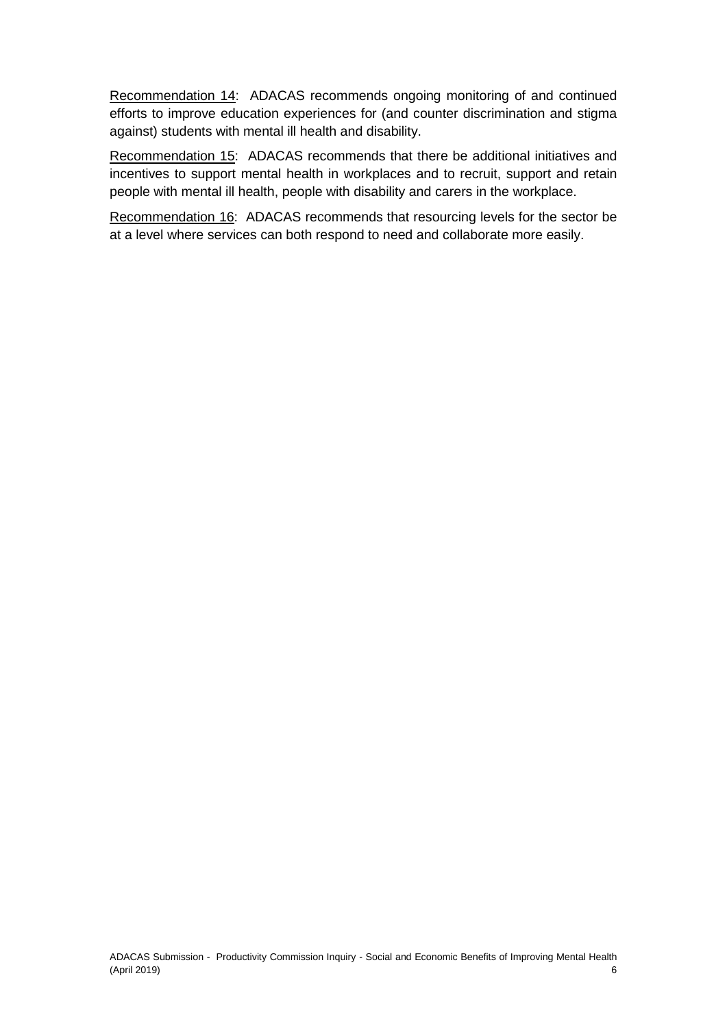<u>Recommendation 14</u>: ADACAS recommends ongoing monitoring of and continued efforts to improve education experiences for (and counter discrimination and stigma against) students with mental ill health and disability.

<u>Recommendation 15</u>: ADACAS recommends that there be additional initiatives and incentives to support mental health in workplaces and to recruit, support and retain people with mental ill health, people with disability and carers in the workplace.

<u>Recommendation 16</u>: ADACAS recommends that resourcing levels for the sector be at a level where services can both respond to need and collaborate more easily.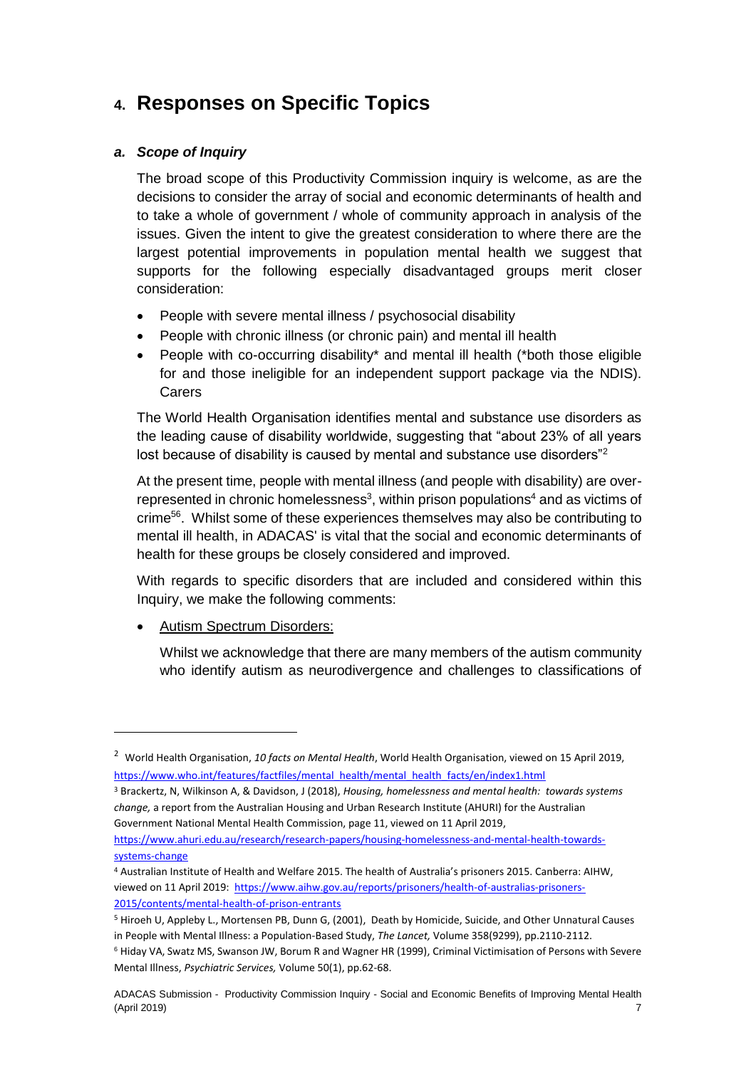# 4. Responses on Specific Topics

### *a. Scope of Inquiry*

The broad scope of this Productivity Commission inquiry is welcome, as are the decisions to consider the array of social and economic determinants of health and to take a whole of government / whole of community approach in analysis of the issues. Given the intent to give the greatest consideration to where there are the largest potential improvements in population mental health we suggest that supports for the following especially disadvantaged groups merit closer consideration:

- People with severe mental illness / psychosocial disability
- People with chronic illness (or chronic pain) and mental ill health
- People with co-occurring disability* and mental ill health (*both those eligible for and those ineligible for an independent support package via the NDIS). Carers

The World Health Organisation identifies mental and substance use disorders as the leading cause of disability worldwide, suggesting that "about 23% of all years lost because of disability is caused by mental and substance use disorders"[2]

At the present time, people with mental illness (and people with disability) are over-represented in chronic homelessness[3], within prison populations[4] and as victims of crime[5][6]. Whilst some of these experiences themselves may also be contributing to mental ill health, in ADACAS' is vital that the social and economic determinants of health for these groups be closely considered and improved.

With regards to specific disorders that are included and considered within this Inquiry, we make the following comments:

- <u>Autism Spectrum Disorders:</u>

  Whilst we acknowledge that there are many members of the autism community who identify autism as neurodivergence and challenges to classifications of

---

[2] World Health Organisation, *10 facts on Mental Health*, World Health Organisation, viewed on 15 April 2019, https://www.who.int/features/factfiles/mental_health/mental_health_facts/en/index1.html

[3] Brackertz, N, Wilkinson A, & Davidson, J (2018), *Housing, homelessness and mental health: towards systems change,* a report from the Australian Housing and Urban Research Institute (AHURI) for the Australian Government National Mental Health Commission, page 11, viewed on 11 April 2019, https://www.ahuri.edu.au/research/research-papers/housing-homelessness-and-mental-health-towards-systems-change

[4] Australian Institute of Health and Welfare 2015. The health of Australia's prisoners 2015. Canberra: AIHW, viewed on 11 April 2019: https://www.aihw.gov.au/reports/prisoners/health-of-australias-prisoners-2015/contents/mental-health-of-prison-entrants

[5] Hiroeh U, Appleby L., Mortensen PB, Dunn G, (2001), Death by Homicide, Suicide, and Other Unnatural Causes in People with Mental Illness: a Population-Based Study, *The Lancet,* Volume 358(9299), pp.2110-2112.

[6] Hiday VA, Swatz MS, Swanson JW, Borum R and Wagner HR (1999), Criminal Victimisation of Persons with Severe Mental Illness, *Psychiatric Services,* Volume 50(1), pp.62-68.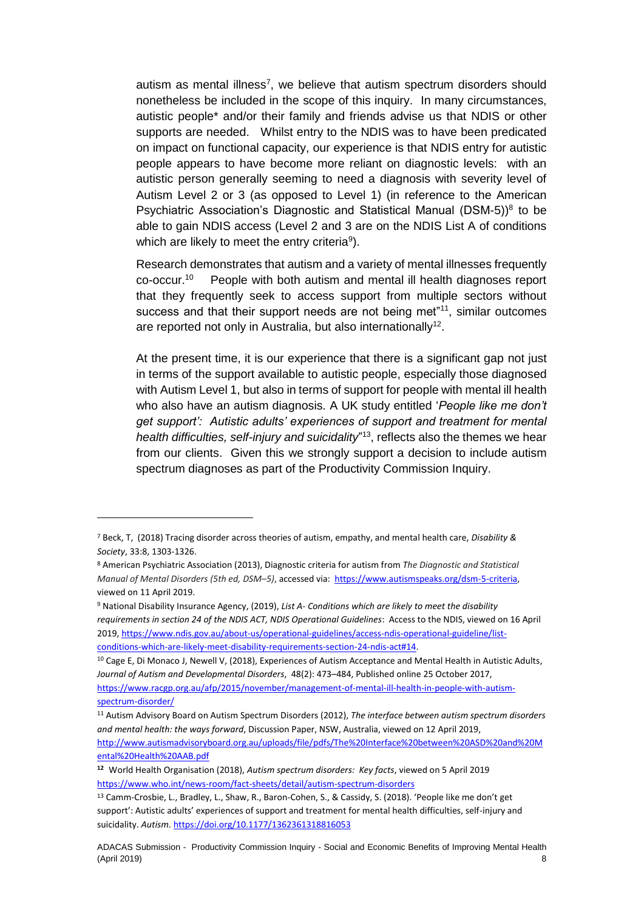autism as mental illness[7], we believe that autism spectrum disorders should nonetheless be included in the scope of this inquiry. In many circumstances, autistic people* and/or their family and friends advise us that NDIS or other supports are needed. Whilst entry to the NDIS was to have been predicated on impact on functional capacity, our experience is that NDIS entry for autistic people appears to have become more reliant on diagnostic levels: with an autistic person generally seeming to need a diagnosis with severity level of Autism Level 2 or 3 (as opposed to Level 1) (in reference to the American Psychiatric Association's Diagnostic and Statistical Manual (DSM-5))[8] to be able to gain NDIS access (Level 2 and 3 are on the NDIS List A of conditions which are likely to meet the entry criteria[9]).

Research demonstrates that autism and a variety of mental illnesses frequently co-occur.[10] People with both autism and mental ill health diagnoses report that they frequently seek to access support from multiple sectors without success and that their support needs are not being met"[11], similar outcomes are reported not only in Australia, but also internationally[12].

At the present time, it is our experience that there is a significant gap not just in terms of the support available to autistic people, especially those diagnosed with Autism Level 1, but also in terms of support for people with mental ill health who also have an autism diagnosis. A UK study entitled '*People like me don't get support': Autistic adults' experiences of support and treatment for mental health difficulties, self-injury and suicidality*"[13], reflects also the themes we hear from our clients. Given this we strongly support a decision to include autism spectrum diagnoses as part of the Productivity Commission Inquiry.

---

[7] Beck, T, (2018) Tracing disorder across theories of autism, empathy, and mental health care, *Disability & Society*, 33:8, 1303-1326.

[8] American Psychiatric Association (2013), Diagnostic criteria for autism from *The Diagnostic and Statistical Manual of Mental Disorders (5th ed, DSM–5)*, accessed via: https://www.autismspeaks.org/dsm-5-criteria, viewed on 11 April 2019.

[9] National Disability Insurance Agency, (2019), *List A- Conditions which are likely to meet the disability requirements in section 24 of the NDIS ACT, NDIS Operational Guidelines*: Access to the NDIS, viewed on 16 April 2019, https://www.ndis.gov.au/about-us/operational-guidelines/access-ndis-operational-guideline/list-conditions-which-are-likely-meet-disability-requirements-section-24-ndis-act#14.

[10] Cage E, Di Monaco J, Newell V, (2018), Experiences of Autism Acceptance and Mental Health in Autistic Adults, *Journal of Autism and Developmental Disorders*, 48(2): 473–484, Published online 25 October 2017, https://www.racgp.org.au/afp/2015/november/management-of-mental-ill-health-in-people-with-autism-spectrum-disorder/

[11] Autism Advisory Board on Autism Spectrum Disorders (2012), *The interface between autism spectrum disorders and mental health: the ways forward*, Discussion Paper, NSW, Australia, viewed on 12 April 2019, http://www.autismadvisoryboard.org.au/uploads/file/pdfs/The%20Interface%20between%20ASD%20and%20Mental%20Health%20AAB.pdf

[12] World Health Organisation (2018), *Autism spectrum disorders: Key facts*, viewed on 5 April 2019 https://www.who.int/news-room/fact-sheets/detail/autism-spectrum-disorders

[13] Camm-Crosbie, L., Bradley, L., Shaw, R., Baron-Cohen, S., & Cassidy, S. (2018). 'People like me don't get support': Autistic adults' experiences of support and treatment for mental health difficulties, self-injury and suicidality. *Autism*. https://doi.org/10.1177/1362361318816053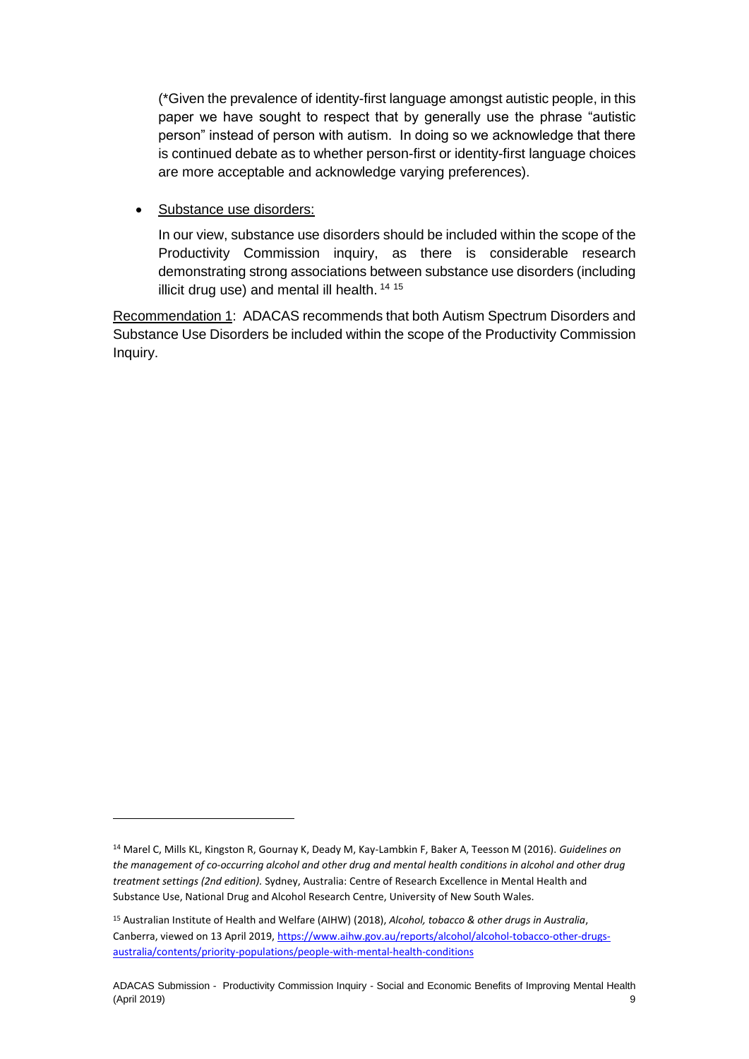(*Given the prevalence of identity-first language amongst autistic people, in this paper we have sought to respect that by generally use the phrase "autistic person" instead of person with autism. In doing so we acknowledge that there is continued debate as to whether person-first or identity-first language choices are more acceptable and acknowledge varying preferences).

- <u>Substance use disorders:</u>

  In our view, substance use disorders should be included within the scope of the Productivity Commission inquiry, as there is considerable research demonstrating strong associations between substance use disorders (including illicit drug use) and mental ill health. [14] [15]

<u>Recommendation 1</u>: ADACAS recommends that both Autism Spectrum Disorders and Substance Use Disorders be included within the scope of the Productivity Commission Inquiry.

---

[14] Marel C, Mills KL, Kingston R, Gournay K, Deady M, Kay-Lambkin F, Baker A, Teesson M (2016). *Guidelines on the management of co-occurring alcohol and other drug and mental health conditions in alcohol and other drug treatment settings (2nd edition).* Sydney, Australia: Centre of Research Excellence in Mental Health and Substance Use, National Drug and Alcohol Research Centre, University of New South Wales.

[15] Australian Institute of Health and Welfare (AIHW) (2018), *Alcohol, tobacco & other drugs in Australia*, Canberra, viewed on 13 April 2019, https://www.aihw.gov.au/reports/alcohol/alcohol-tobacco-other-drugs-australia/contents/priority-populations/people-with-mental-health-conditions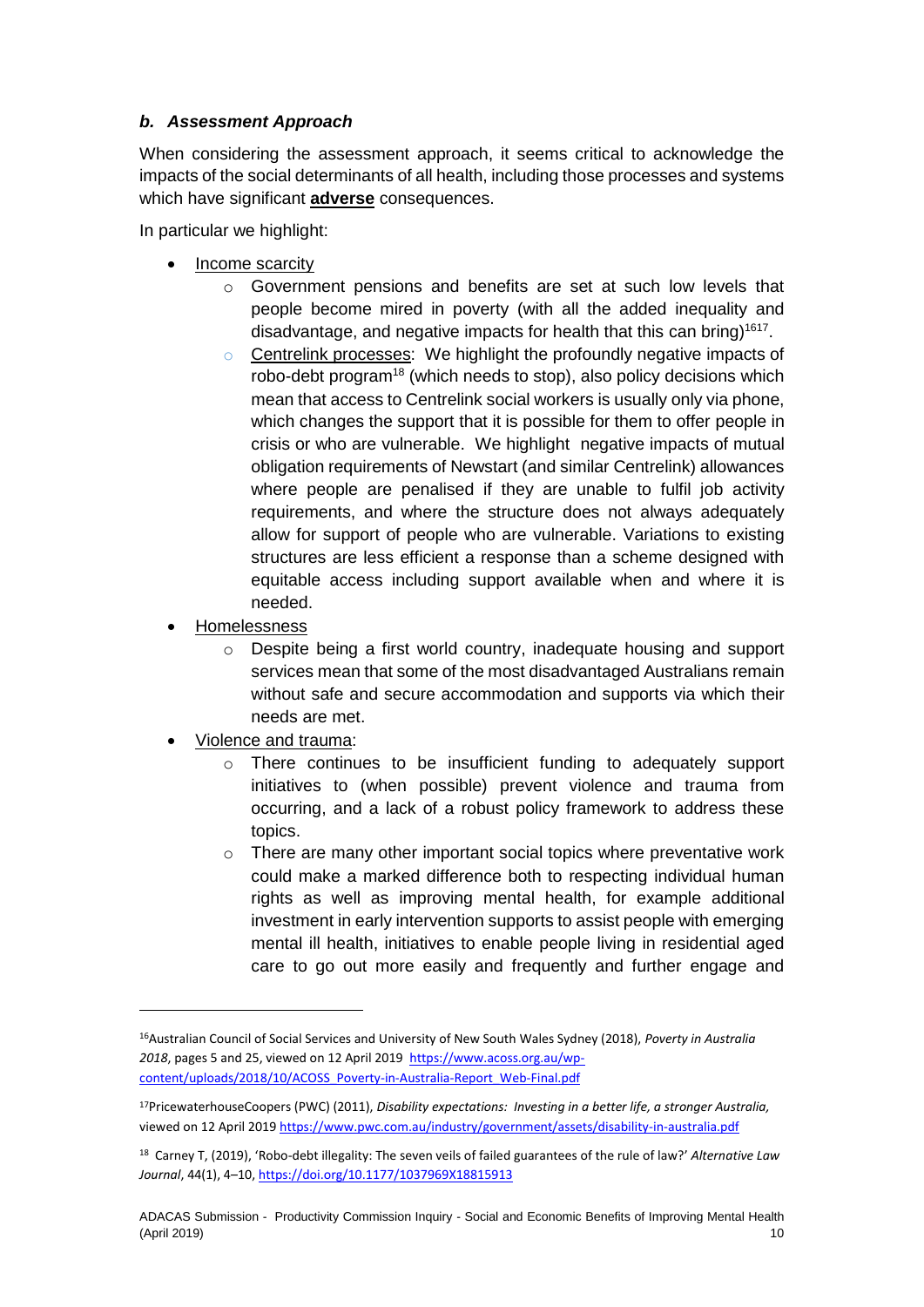### *b. Assessment Approach*

When considering the assessment approach, it seems critical to acknowledge the impacts of the social determinants of all health, including those processes and systems which have significant **adverse** consequences.

In particular we highlight:

- Income scarcity
  - Government pensions and benefits are set at such low levels that people become mired in poverty (with all the added inequality and disadvantage, and negative impacts for health that this can bring)[16][17].
  - Centrelink processes: We highlight the profoundly negative impacts of robo-debt program[18] (which needs to stop), also policy decisions which mean that access to Centrelink social workers is usually only via phone, which changes the support that it is possible for them to offer people in crisis or who are vulnerable. We highlight negative impacts of mutual obligation requirements of Newstart (and similar Centrelink) allowances where people are penalised if they are unable to fulfil job activity requirements, and where the structure does not always adequately allow for support of people who are vulnerable. Variations to existing structures are less efficient a response than a scheme designed with equitable access including support available when and where it is needed.
- Homelessness
  - Despite being a first world country, inadequate housing and support services mean that some of the most disadvantaged Australians remain without safe and secure accommodation and supports via which their needs are met.
- Violence and trauma:
  - There continues to be insufficient funding to adequately support initiatives to (when possible) prevent violence and trauma from occurring, and a lack of a robust policy framework to address these topics.
  - There are many other important social topics where preventative work could make a marked difference both to respecting individual human rights as well as improving mental health, for example additional investment in early intervention supports to assist people with emerging mental ill health, initiatives to enable people living in residential aged care to go out more easily and frequently and further engage and

---

[16] Australian Council of Social Services and University of New South Wales Sydney (2018), *Poverty in Australia 2018*, pages 5 and 25, viewed on 12 April 2019 https://www.acoss.org.au/wp-content/uploads/2018/10/ACOSS_Poverty-in-Australia-Report_Web-Final.pdf

[17] PricewaterhouseCoopers (PWC) (2011), *Disability expectations: Investing in a better life, a stronger Australia,* viewed on 12 April 2019 https://www.pwc.com.au/industry/government/assets/disability-in-australia.pdf

[18] Carney T, (2019), 'Robo-debt illegality: The seven veils of failed guarantees of the rule of law?' *Alternative Law Journal*, 44(1), 4–10, https://doi.org/10.1177/1037969X18815913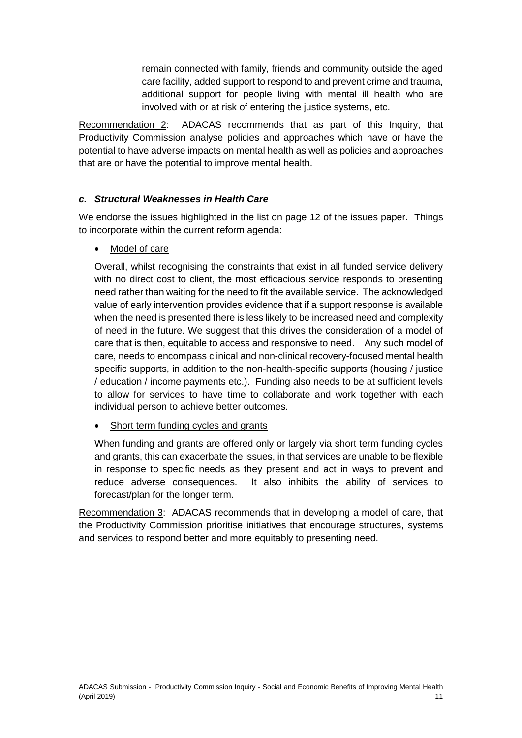remain connected with family, friends and community outside the aged care facility, added support to respond to and prevent crime and trauma, additional support for people living with mental ill health who are involved with or at risk of entering the justice systems, etc.

Recommendation 2: ADACAS recommends that as part of this Inquiry, that Productivity Commission analyse policies and approaches which have or have the potential to have adverse impacts on mental health as well as policies and approaches that are or have the potential to improve mental health.

### *c. Structural Weaknesses in Health Care*

We endorse the issues highlighted in the list on page 12 of the issues paper. Things to incorporate within the current reform agenda:

- Model of care

  Overall, whilst recognising the constraints that exist in all funded service delivery with no direct cost to client, the most efficacious service responds to presenting need rather than waiting for the need to fit the available service. The acknowledged value of early intervention provides evidence that if a support response is available when the need is presented there is less likely to be increased need and complexity of need in the future. We suggest that this drives the consideration of a model of care that is then, equitable to access and responsive to need. Any such model of care, needs to encompass clinical and non-clinical recovery-focused mental health specific supports, in addition to the non-health-specific supports (housing / justice / education / income payments etc.). Funding also needs to be at sufficient levels to allow for services to have time to collaborate and work together with each individual person to achieve better outcomes.

- Short term funding cycles and grants

  When funding and grants are offered only or largely via short term funding cycles and grants, this can exacerbate the issues, in that services are unable to be flexible in response to specific needs as they present and act in ways to prevent and reduce adverse consequences. It also inhibits the ability of services to forecast/plan for the longer term.

Recommendation 3: ADACAS recommends that in developing a model of care, that the Productivity Commission prioritise initiatives that encourage structures, systems and services to respond better and more equitably to presenting need.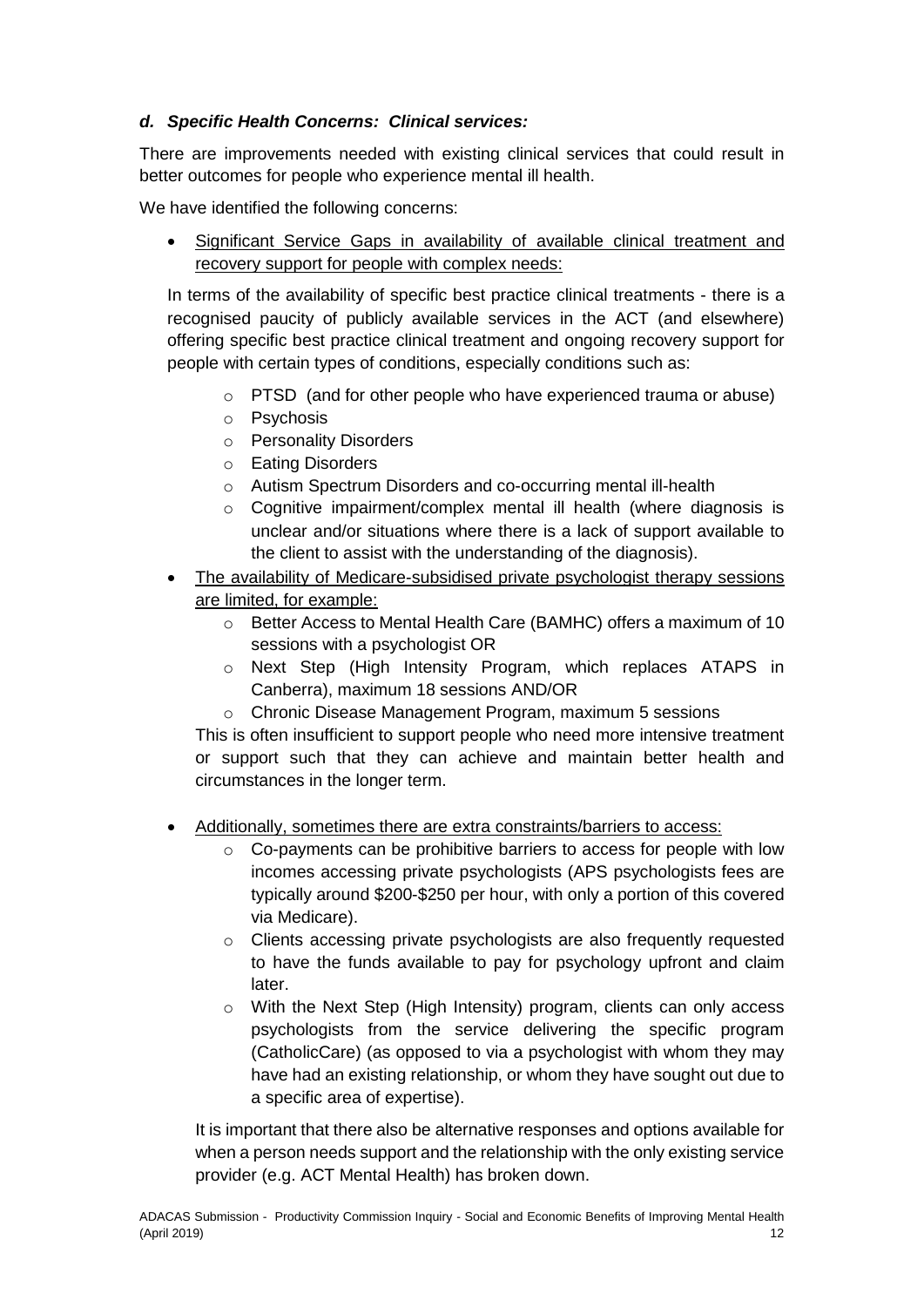### *d. Specific Health Concerns: Clinical services:*

There are improvements needed with existing clinical services that could result in better outcomes for people who experience mental ill health.

We have identified the following concerns:

- Significant Service Gaps in availability of available clinical treatment and recovery support for people with complex needs:

  In terms of the availability of specific best practice clinical treatments - there is a recognised paucity of publicly available services in the ACT (and elsewhere) offering specific best practice clinical treatment and ongoing recovery support for people with certain types of conditions, especially conditions such as:

  - PTSD (and for other people who have experienced trauma or abuse)
  - Psychosis
  - Personality Disorders
  - Eating Disorders
  - Autism Spectrum Disorders and co-occurring mental ill-health
  - Cognitive impairment/complex mental ill health (where diagnosis is unclear and/or situations where there is a lack of support available to the client to assist with the understanding of the diagnosis).

- The availability of Medicare-subsidised private psychologist therapy sessions are limited, for example:
  - Better Access to Mental Health Care (BAMHC) offers a maximum of 10 sessions with a psychologist OR
  - Next Step (High Intensity Program, which replaces ATAPS in Canberra), maximum 18 sessions AND/OR
  - Chronic Disease Management Program, maximum 5 sessions

  This is often insufficient to support people who need more intensive treatment or support such that they can achieve and maintain better health and circumstances in the longer term.

- Additionally, sometimes there are extra constraints/barriers to access:
  - Co-payments can be prohibitive barriers to access for people with low incomes accessing private psychologists (APS psychologists fees are typically around $200-$250 per hour, with only a portion of this covered via Medicare).
  - Clients accessing private psychologists are also frequently requested to have the funds available to pay for psychology upfront and claim later.
  - With the Next Step (High Intensity) program, clients can only access psychologists from the service delivering the specific program (CatholicCare) (as opposed to via a psychologist with whom they may have had an existing relationship, or whom they have sought out due to a specific area of expertise).

  It is important that there also be alternative responses and options available for when a person needs support and the relationship with the only existing service provider (e.g. ACT Mental Health) has broken down.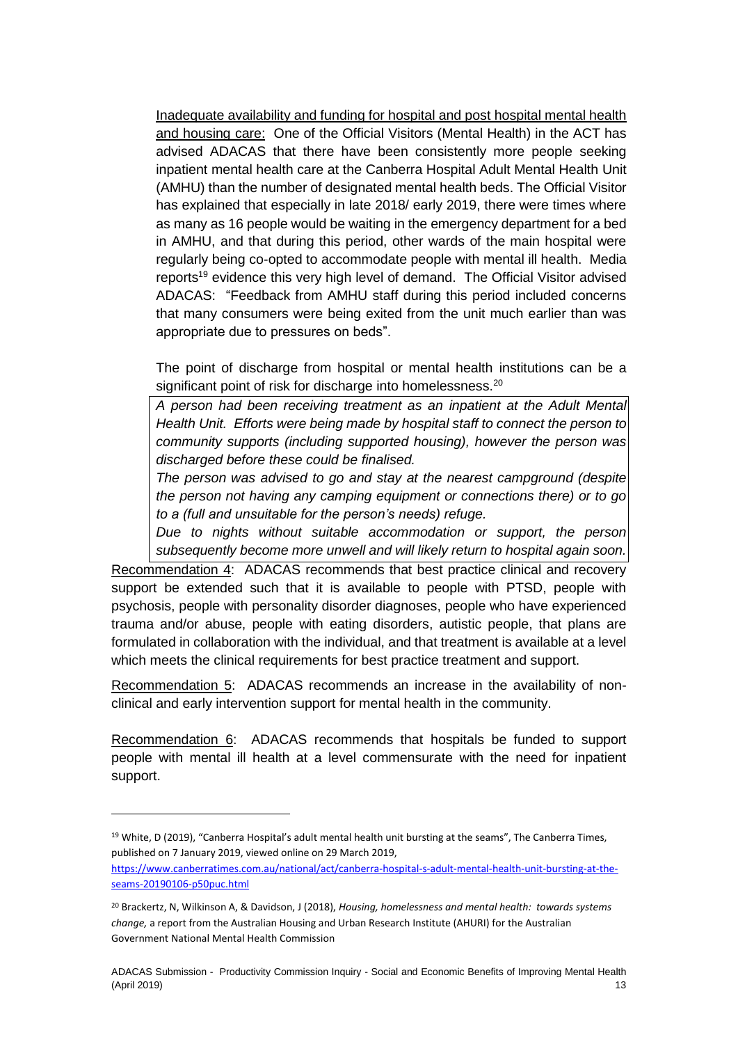Inadequate availability and funding for hospital and post hospital mental health and housing care: One of the Official Visitors (Mental Health) in the ACT has advised ADACAS that there have been consistently more people seeking inpatient mental health care at the Canberra Hospital Adult Mental Health Unit (AMHU) than the number of designated mental health beds. The Official Visitor has explained that especially in late 2018/ early 2019, there were times where as many as 16 people would be waiting in the emergency department for a bed in AMHU, and that during this period, other wards of the main hospital were regularly being co-opted to accommodate people with mental ill health. Media reports[19] evidence this very high level of demand. The Official Visitor advised ADACAS: "Feedback from AMHU staff during this period included concerns that many consumers were being exited from the unit much earlier than was appropriate due to pressures on beds".

The point of discharge from hospital or mental health institutions can be a significant point of risk for discharge into homelessness.[20]

> *A person had been receiving treatment as an inpatient at the Adult Mental Health Unit. Efforts were being made by hospital staff to connect the person to community supports (including supported housing), however the person was discharged before these could be finalised.*
>
> *The person was advised to go and stay at the nearest campground (despite the person not having any camping equipment or connections there) or to go to a (full and unsuitable for the person's needs) refuge.*
>
> *Due to nights without suitable accommodation or support, the person subsequently become more unwell and will likely return to hospital again soon.*

Recommendation 4: ADACAS recommends that best practice clinical and recovery support be extended such that it is available to people with PTSD, people with psychosis, people with personality disorder diagnoses, people who have experienced trauma and/or abuse, people with eating disorders, autistic people, that plans are formulated in collaboration with the individual, and that treatment is available at a level which meets the clinical requirements for best practice treatment and support.

Recommendation 5: ADACAS recommends an increase in the availability of non-clinical and early intervention support for mental health in the community.

Recommendation 6: ADACAS recommends that hospitals be funded to support people with mental ill health at a level commensurate with the need for inpatient support.

---

[19] White, D (2019), "Canberra Hospital's adult mental health unit bursting at the seams", The Canberra Times, published on 7 January 2019, viewed online on 29 March 2019, https://www.canberratimes.com.au/national/act/canberra-hospital-s-adult-mental-health-unit-bursting-at-the-seams-20190106-p50puc.html

[20] Brackertz, N, Wilkinson A, & Davidson, J (2018), *Housing, homelessness and mental health: towards systems change,* a report from the Australian Housing and Urban Research Institute (AHURI) for the Australian Government National Mental Health Commission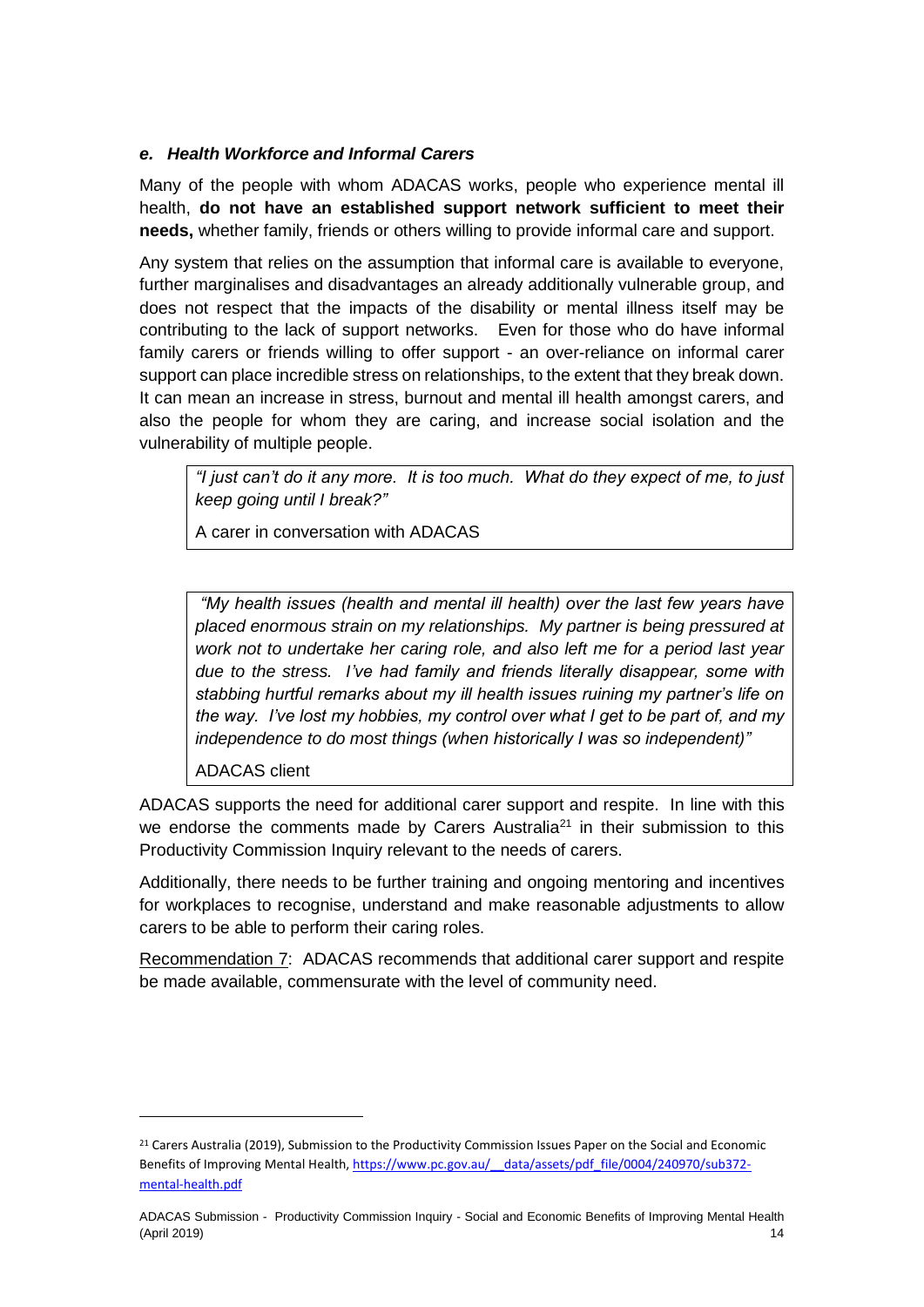### *e. Health Workforce and Informal Carers*

Many of the people with whom ADACAS works, people who experience mental ill health, **do not have an established support network sufficient to meet their needs,** whether family, friends or others willing to provide informal care and support.

Any system that relies on the assumption that informal care is available to everyone, further marginalises and disadvantages an already additionally vulnerable group, and does not respect that the impacts of the disability or mental illness itself may be contributing to the lack of support networks. Even for those who do have informal family carers or friends willing to offer support - an over-reliance on informal carer support can place incredible stress on relationships, to the extent that they break down. It can mean an increase in stress, burnout and mental ill health amongst carers, and also the people for whom they are caring, and increase social isolation and the vulnerability of multiple people.

> *"I just can't do it any more. It is too much. What do they expect of me, to just keep going until I break?"*
>
> A carer in conversation with ADACAS

> *"My health issues (health and mental ill health) over the last few years have placed enormous strain on my relationships. My partner is being pressured at work not to undertake her caring role, and also left me for a period last year due to the stress. I've had family and friends literally disappear, some with stabbing hurtful remarks about my ill health issues ruining my partner's life on the way. I've lost my hobbies, my control over what I get to be part of, and my independence to do most things (when historically I was so independent)"*
>
> ADACAS client

ADACAS supports the need for additional carer support and respite. In line with this we endorse the comments made by Carers Australia[21] in their submission to this Productivity Commission Inquiry relevant to the needs of carers.

Additionally, there needs to be further training and ongoing mentoring and incentives for workplaces to recognise, understand and make reasonable adjustments to allow carers to be able to perform their caring roles.

Recommendation 7: ADACAS recommends that additional carer support and respite be made available, commensurate with the level of community need.

---

[21] Carers Australia (2019), Submission to the Productivity Commission Issues Paper on the Social and Economic Benefits of Improving Mental Health, https://www.pc.gov.au/__data/assets/pdf_file/0004/240970/sub372-mental-health.pdf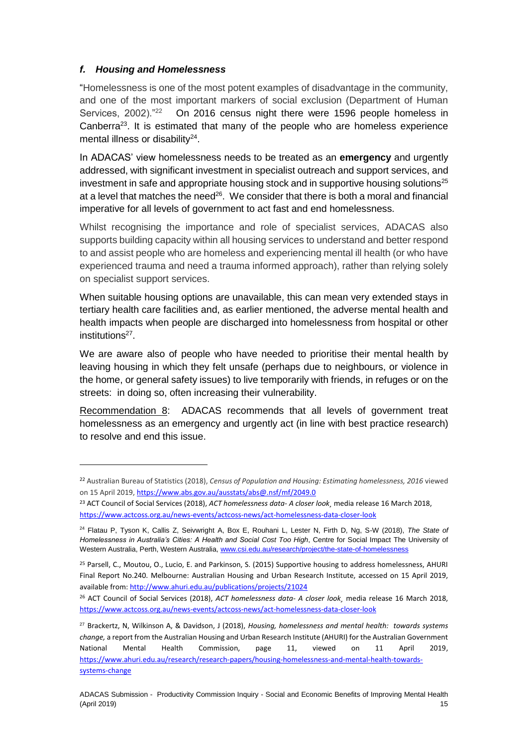### *f. Housing and Homelessness*

"Homelessness is one of the most potent examples of disadvantage in the community, and one of the most important markers of social exclusion (Department of Human Services, 2002)."[22] On 2016 census night there were 1596 people homeless in Canberra[23]. It is estimated that many of the people who are homeless experience mental illness or disability[24].

In ADACAS' view homelessness needs to be treated as an **emergency** and urgently addressed, with significant investment in specialist outreach and support services, and investment in safe and appropriate housing stock and in supportive housing solutions[25] at a level that matches the need[26]. We consider that there is both a moral and financial imperative for all levels of government to act fast and end homelessness.

Whilst recognising the importance and role of specialist services, ADACAS also supports building capacity within all housing services to understand and better respond to and assist people who are homeless and experiencing mental ill health (or who have experienced trauma and need a trauma informed approach), rather than relying solely on specialist support services.

When suitable housing options are unavailable, this can mean very extended stays in tertiary health care facilities and, as earlier mentioned, the adverse mental health and health impacts when people are discharged into homelessness from hospital or other institutions[27].

We are aware also of people who have needed to prioritise their mental health by leaving housing in which they felt unsafe (perhaps due to neighbours, or violence in the home, or general safety issues) to live temporarily with friends, in refuges or on the streets: in doing so, often increasing their vulnerability.

Recommendation 8: ADACAS recommends that all levels of government treat homelessness as an emergency and urgently act (in line with best practice research) to resolve and end this issue.

---

[22] Australian Bureau of Statistics (2018), *Census of Population and Housing: Estimating homelessness, 2016* viewed on 15 April 2019, https://www.abs.gov.au/ausstats/abs@.nsf/mf/2049.0

[23] ACT Council of Social Services (2018), *ACT homelessness data- A closer look*¸ media release 16 March 2018, https://www.actcoss.org.au/news-events/actcoss-news/act-homelessness-data-closer-look

[24] Flatau P, Tyson K, Callis Z, Seivwright A, Box E, Rouhani L, Lester N, Firth D, Ng, S-W (2018), *The State of Homelessness in Australia's Cities: A Health and Social Cost Too High*, Centre for Social Impact The University of Western Australia, Perth, Western Australia, www.csi.edu.au/research/project/the-state-of-homelessness

[25] Parsell, C., Moutou, O., Lucio, E. and Parkinson, S. (2015) Supportive housing to address homelessness, AHURI Final Report No.240. Melbourne: Australian Housing and Urban Research Institute, accessed on 15 April 2019, available from: http://www.ahuri.edu.au/publications/projects/21024

[26] ACT Council of Social Services (2018), *ACT homelessness data- A closer look*¸ media release 16 March 2018, https://www.actcoss.org.au/news-events/actcoss-news/act-homelessness-data-closer-look

[27] Brackertz, N, Wilkinson A, & Davidson, J (2018), *Housing, homelessness and mental health: towards systems change,* a report from the Australian Housing and Urban Research Institute (AHURI) for the Australian Government National Mental Health Commission, page 11, viewed on 11 April 2019, https://www.ahuri.edu.au/research/research-papers/housing-homelessness-and-mental-health-towards-systems-change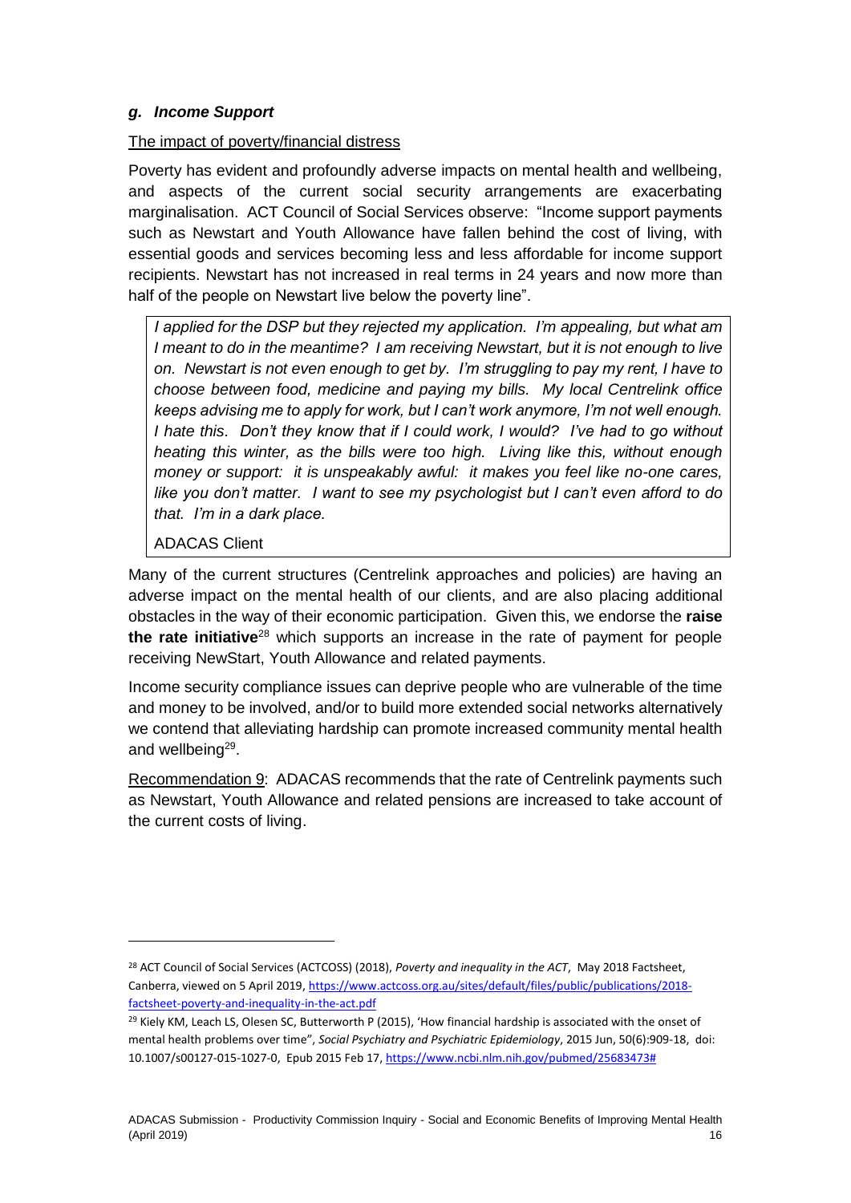### *g. Income Support*

The impact of poverty/financial distress

Poverty has evident and profoundly adverse impacts on mental health and wellbeing, and aspects of the current social security arrangements are exacerbating marginalisation. ACT Council of Social Services observe: "Income support payments such as Newstart and Youth Allowance have fallen behind the cost of living, with essential goods and services becoming less and less affordable for income support recipients. Newstart has not increased in real terms in 24 years and now more than half of the people on Newstart live below the poverty line".

> *I applied for the DSP but they rejected my application. I'm appealing, but what am I meant to do in the meantime? I am receiving Newstart, but it is not enough to live on. Newstart is not even enough to get by. I'm struggling to pay my rent, I have to choose between food, medicine and paying my bills. My local Centrelink office keeps advising me to apply for work, but I can't work anymore, I'm not well enough. I hate this. Don't they know that if I could work, I would? I've had to go without heating this winter, as the bills were too high. Living like this, without enough money or support: it is unspeakably awful: it makes you feel like no-one cares, like you don't matter. I want to see my psychologist but I can't even afford to do that. I'm in a dark place.*
>
> ADACAS Client

Many of the current structures (Centrelink approaches and policies) are having an adverse impact on the mental health of our clients, and are also placing additional obstacles in the way of their economic participation. Given this, we endorse the **raise the rate initiative**[28] which supports an increase in the rate of payment for people receiving NewStart, Youth Allowance and related payments.

Income security compliance issues can deprive people who are vulnerable of the time and money to be involved, and/or to build more extended social networks alternatively we contend that alleviating hardship can promote increased community mental health and wellbeing[29].

Recommendation 9: ADACAS recommends that the rate of Centrelink payments such as Newstart, Youth Allowance and related pensions are increased to take account of the current costs of living.

---

[28] ACT Council of Social Services (ACTCOSS) (2018), *Poverty and inequality in the ACT*, May 2018 Factsheet, Canberra, viewed on 5 April 2019, https://www.actcoss.org.au/sites/default/files/public/publications/2018-factsheet-poverty-and-inequality-in-the-act.pdf

[29] Kiely KM, Leach LS, Olesen SC, Butterworth P (2015), 'How financial hardship is associated with the onset of mental health problems over time", *Social Psychiatry and Psychiatric Epidemiology*, 2015 Jun, 50(6):909-18, doi: 10.1007/s00127-015-1027-0, Epub 2015 Feb 17, https://www.ncbi.nlm.nih.gov/pubmed/25683473#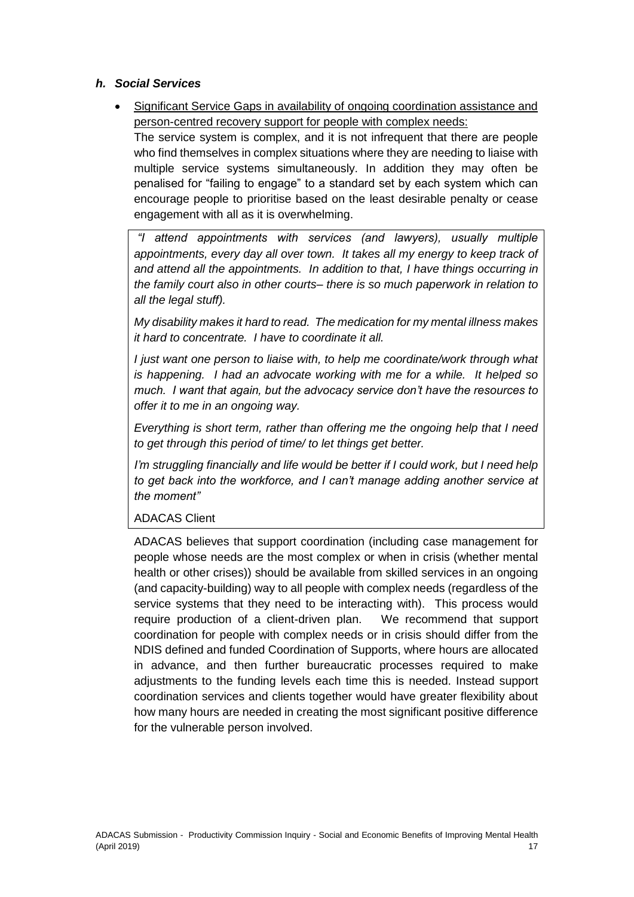### *h. Social Services*

- <u>Significant Service Gaps in availability of ongoing coordination assistance and person-centred recovery support for people with complex needs:</u>

  The service system is complex, and it is not infrequent that there are people who find themselves in complex situations where they are needing to liaise with multiple service systems simultaneously. In addition they may often be penalised for "failing to engage" to a standard set by each system which can encourage people to prioritise based on the least desirable penalty or cease engagement with all as it is overwhelming.

> *"I attend appointments with services (and lawyers), usually multiple appointments, every day all over town. It takes all my energy to keep track of and attend all the appointments. In addition to that, I have things occurring in the family court also in other courts– there is so much paperwork in relation to all the legal stuff).*
>
> *My disability makes it hard to read. The medication for my mental illness makes it hard to concentrate. I have to coordinate it all.*
>
> *I just want one person to liaise with, to help me coordinate/work through what is happening. I had an advocate working with me for a while. It helped so much. I want that again, but the advocacy service don't have the resources to offer it to me in an ongoing way.*
>
> *Everything is short term, rather than offering me the ongoing help that I need to get through this period of time/ to let things get better.*
>
> *I'm struggling financially and life would be better if I could work, but I need help to get back into the workforce, and I can't manage adding another service at the moment"*
>
> ADACAS Client

ADACAS believes that support coordination (including case management for people whose needs are the most complex or when in crisis (whether mental health or other crises)) should be available from skilled services in an ongoing (and capacity-building) way to all people with complex needs (regardless of the service systems that they need to be interacting with). This process would require production of a client-driven plan. We recommend that support coordination for people with complex needs or in crisis should differ from the NDIS defined and funded Coordination of Supports, where hours are allocated in advance, and then further bureaucratic processes required to make adjustments to the funding levels each time this is needed. Instead support coordination services and clients together would have greater flexibility about how many hours are needed in creating the most significant positive difference for the vulnerable person involved.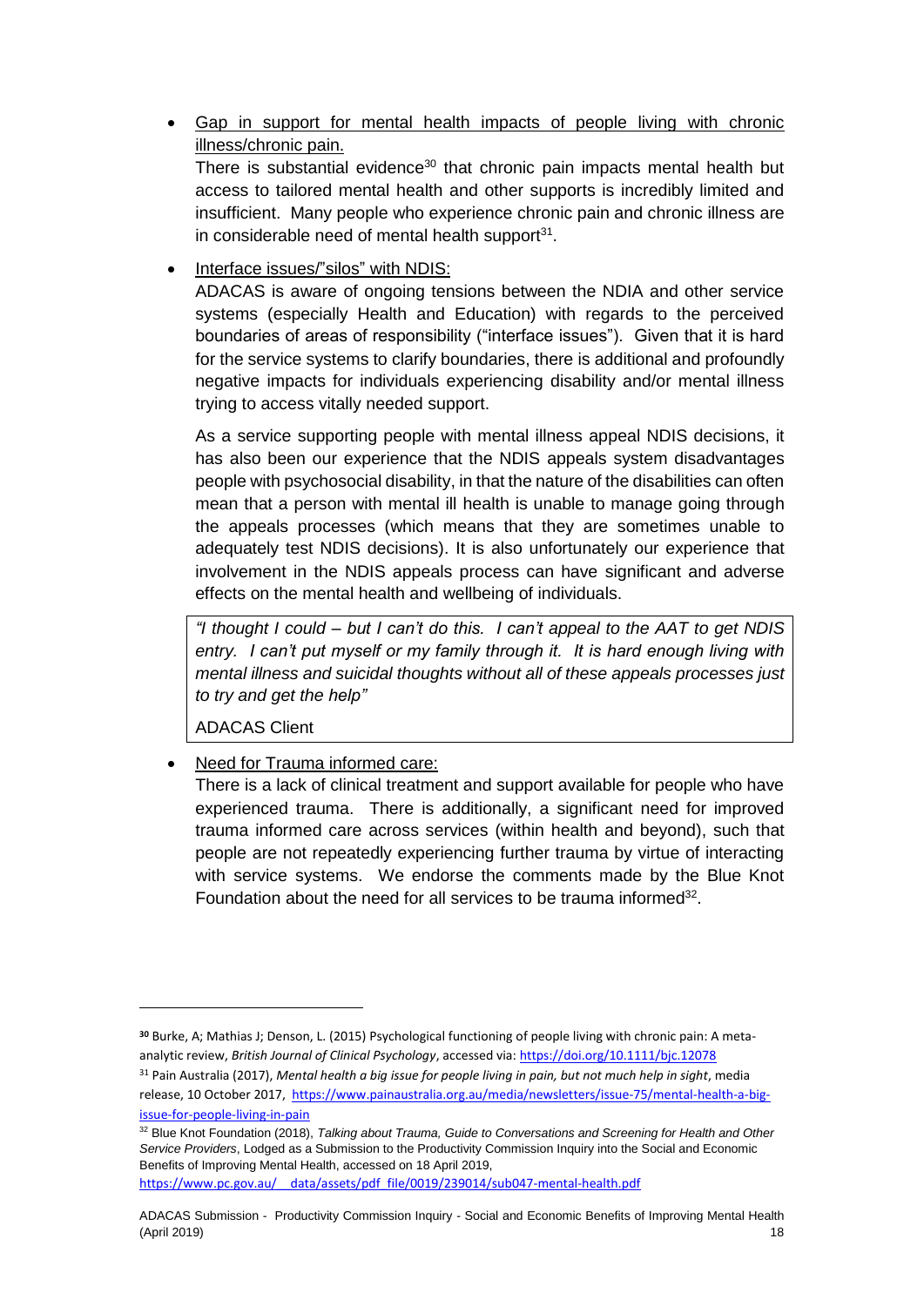- <u>Gap in support for mental health impacts of people living with chronic illness/chronic pain.</u>

  There is substantial evidence[30] that chronic pain impacts mental health but access to tailored mental health and other supports is incredibly limited and insufficient. Many people who experience chronic pain and chronic illness are in considerable need of mental health support[31].

- <u>Interface issues/"silos" with NDIS:</u>

  ADACAS is aware of ongoing tensions between the NDIA and other service systems (especially Health and Education) with regards to the perceived boundaries of areas of responsibility ("interface issues"). Given that it is hard for the service systems to clarify boundaries, there is additional and profoundly negative impacts for individuals experiencing disability and/or mental illness trying to access vitally needed support.

  As a service supporting people with mental illness appeal NDIS decisions, it has also been our experience that the NDIS appeals system disadvantages people with psychosocial disability, in that the nature of the disabilities can often mean that a person with mental ill health is unable to manage going through the appeals processes (which means that they are sometimes unable to adequately test NDIS decisions). It is also unfortunately our experience that involvement in the NDIS appeals process can have significant and adverse effects on the mental health and wellbeing of individuals.

  > *"I thought I could – but I can't do this. I can't appeal to the AAT to get NDIS entry. I can't put myself or my family through it. It is hard enough living with mental illness and suicidal thoughts without all of these appeals processes just to try and get the help"*
  >
  > ADACAS Client

- <u>Need for Trauma informed care:</u>

  There is a lack of clinical treatment and support available for people who have experienced trauma. There is additionally, a significant need for improved trauma informed care across services (within health and beyond), such that people are not repeatedly experiencing further trauma by virtue of interacting with service systems. We endorse the comments made by the Blue Knot Foundation about the need for all services to be trauma informed[32].

---

[30] Burke, A; Mathias J; Denson, L. (2015) Psychological functioning of people living with chronic pain: A meta-analytic review, *British Journal of Clinical Psychology*, accessed via: https://doi.org/10.1111/bjc.12078

[31] Pain Australia (2017), *Mental health a big issue for people living in pain, but not much help in sight*, media release, 10 October 2017, https://www.painaustralia.org.au/media/newsletters/issue-75/mental-health-a-big-issue-for-people-living-in-pain

[32] Blue Knot Foundation (2018), *Talking about Trauma, Guide to Conversations and Screening for Health and Other Service Providers*, Lodged as a Submission to the Productivity Commission Inquiry into the Social and Economic Benefits of Improving Mental Health, accessed on 18 April 2019, https://www.pc.gov.au/__data/assets/pdf_file/0019/239014/sub047-mental-health.pdf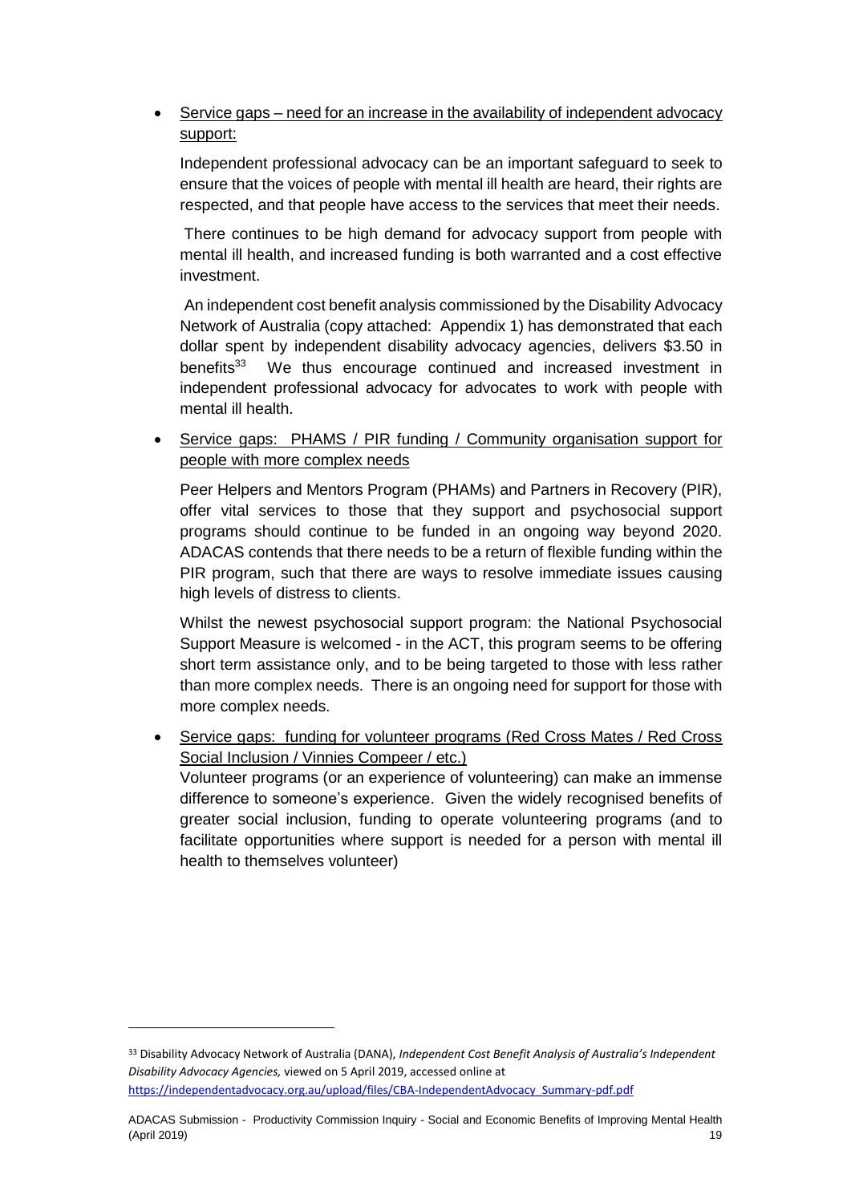- <u>Service gaps – need for an increase in the availability of independent advocacy support:</u>

  Independent professional advocacy can be an important safeguard to seek to ensure that the voices of people with mental ill health are heard, their rights are respected, and that people have access to the services that meet their needs.

  There continues to be high demand for advocacy support from people with mental ill health, and increased funding is both warranted and a cost effective investment.

  An independent cost benefit analysis commissioned by the Disability Advocacy Network of Australia (copy attached: Appendix 1) has demonstrated that each dollar spent by independent disability advocacy agencies, delivers $3.50 in benefits[33] We thus encourage continued and increased investment in independent professional advocacy for advocates to work with people with mental ill health.

- <u>Service gaps: PHAMS / PIR funding / Community organisation support for people with more complex needs</u>

  Peer Helpers and Mentors Program (PHAMs) and Partners in Recovery (PIR), offer vital services to those that they support and psychosocial support programs should continue to be funded in an ongoing way beyond 2020. ADACAS contends that there needs to be a return of flexible funding within the PIR program, such that there are ways to resolve immediate issues causing high levels of distress to clients.

  Whilst the newest psychosocial support program: the National Psychosocial Support Measure is welcomed - in the ACT, this program seems to be offering short term assistance only, and to be being targeted to those with less rather than more complex needs. There is an ongoing need for support for those with more complex needs.

- <u>Service gaps: funding for volunteer programs (Red Cross Mates / Red Cross Social Inclusion / Vinnies Compeer / etc.)</u>

  Volunteer programs (or an experience of volunteering) can make an immense difference to someone's experience. Given the widely recognised benefits of greater social inclusion, funding to operate volunteering programs (and to facilitate opportunities where support is needed for a person with mental ill health to themselves volunteer)

---

[33] Disability Advocacy Network of Australia (DANA), *Independent Cost Benefit Analysis of Australia's Independent Disability Advocacy Agencies,* viewed on 5 April 2019, accessed online at https://independentadvocacy.org.au/upload/files/CBA-IndependentAdvocacy_Summary-pdf.pdf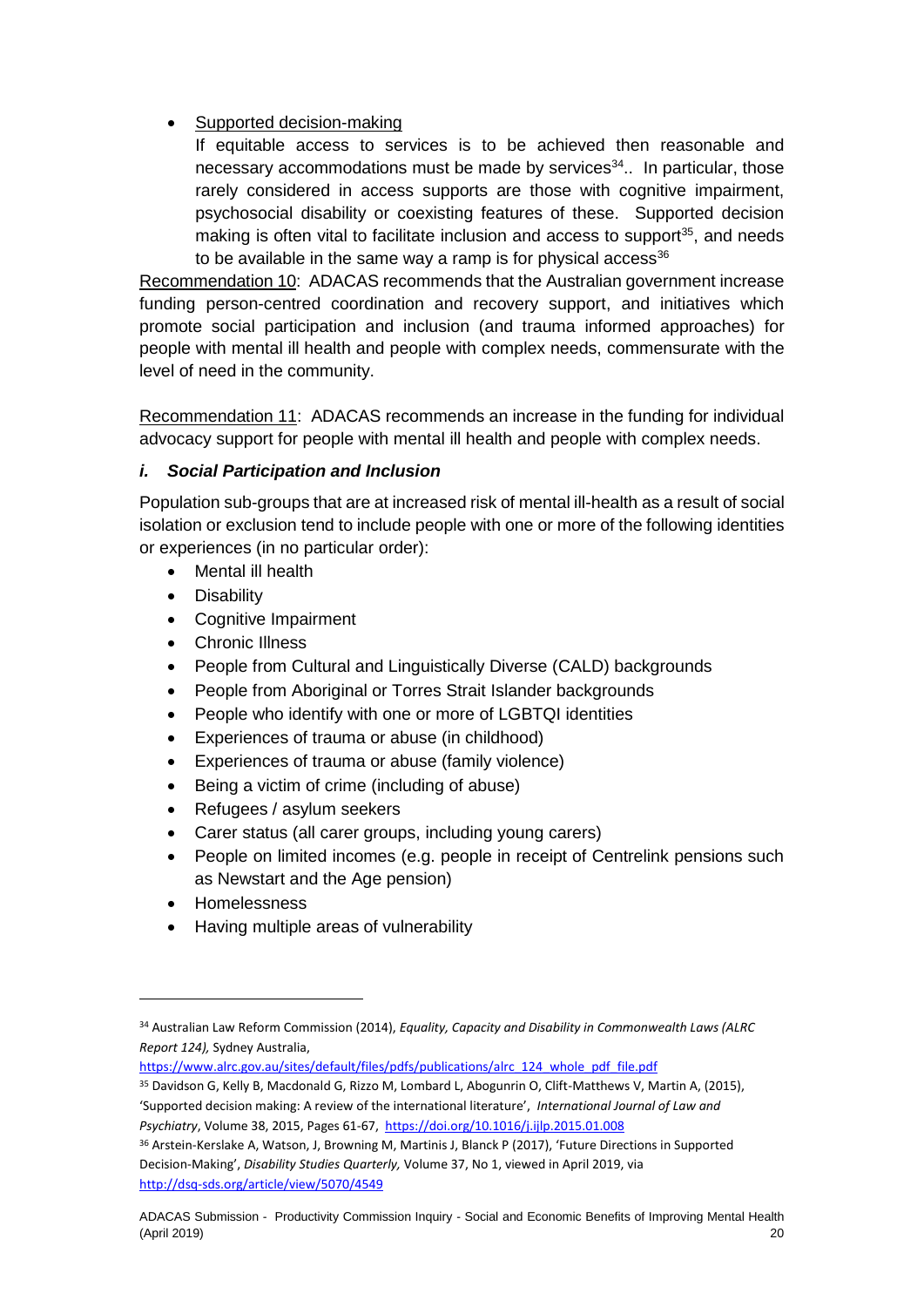- Supported decision-making

  If equitable access to services is to be achieved then reasonable and necessary accommodations must be made by services[34].. In particular, those rarely considered in access supports are those with cognitive impairment, psychosocial disability or coexisting features of these. Supported decision making is often vital to facilitate inclusion and access to support[35], and needs to be available in the same way a ramp is for physical access[36]

Recommendation 10: ADACAS recommends that the Australian government increase funding person-centred coordination and recovery support, and initiatives which promote social participation and inclusion (and trauma informed approaches) for people with mental ill health and people with complex needs, commensurate with the level of need in the community.

Recommendation 11: ADACAS recommends an increase in the funding for individual advocacy support for people with mental ill health and people with complex needs.

### *i. Social Participation and Inclusion*

Population sub-groups that are at increased risk of mental ill-health as a result of social isolation or exclusion tend to include people with one or more of the following identities or experiences (in no particular order):

- Mental ill health
- Disability
- Cognitive Impairment
- Chronic Illness
- People from Cultural and Linguistically Diverse (CALD) backgrounds
- People from Aboriginal or Torres Strait Islander backgrounds
- People who identify with one or more of LGBTQI identities
- Experiences of trauma or abuse (in childhood)
- Experiences of trauma or abuse (family violence)
- Being a victim of crime (including of abuse)
- Refugees / asylum seekers
- Carer status (all carer groups, including young carers)
- People on limited incomes (e.g. people in receipt of Centrelink pensions such as Newstart and the Age pension)
- Homelessness
- Having multiple areas of vulnerability

---

[34] Australian Law Reform Commission (2014), *Equality, Capacity and Disability in Commonwealth Laws (ALRC Report 124),* Sydney Australia, https://www.alrc.gov.au/sites/default/files/pdfs/publications/alrc_124_whole_pdf_file.pdf

[35] Davidson G, Kelly B, Macdonald G, Rizzo M, Lombard L, Abogunrin O, Clift-Matthews V, Martin A, (2015), 'Supported decision making: A review of the international literature', *International Journal of Law and Psychiatry*, Volume 38, 2015, Pages 61-67, https://doi.org/10.1016/j.ijlp.2015.01.008

[36] Arstein-Kerslake A, Watson, J, Browning M, Martinis J, Blanck P (2017), 'Future Directions in Supported Decision-Making', *Disability Studies Quarterly,* Volume 37, No 1, viewed in April 2019, via http://dsq-sds.org/article/view/5070/4549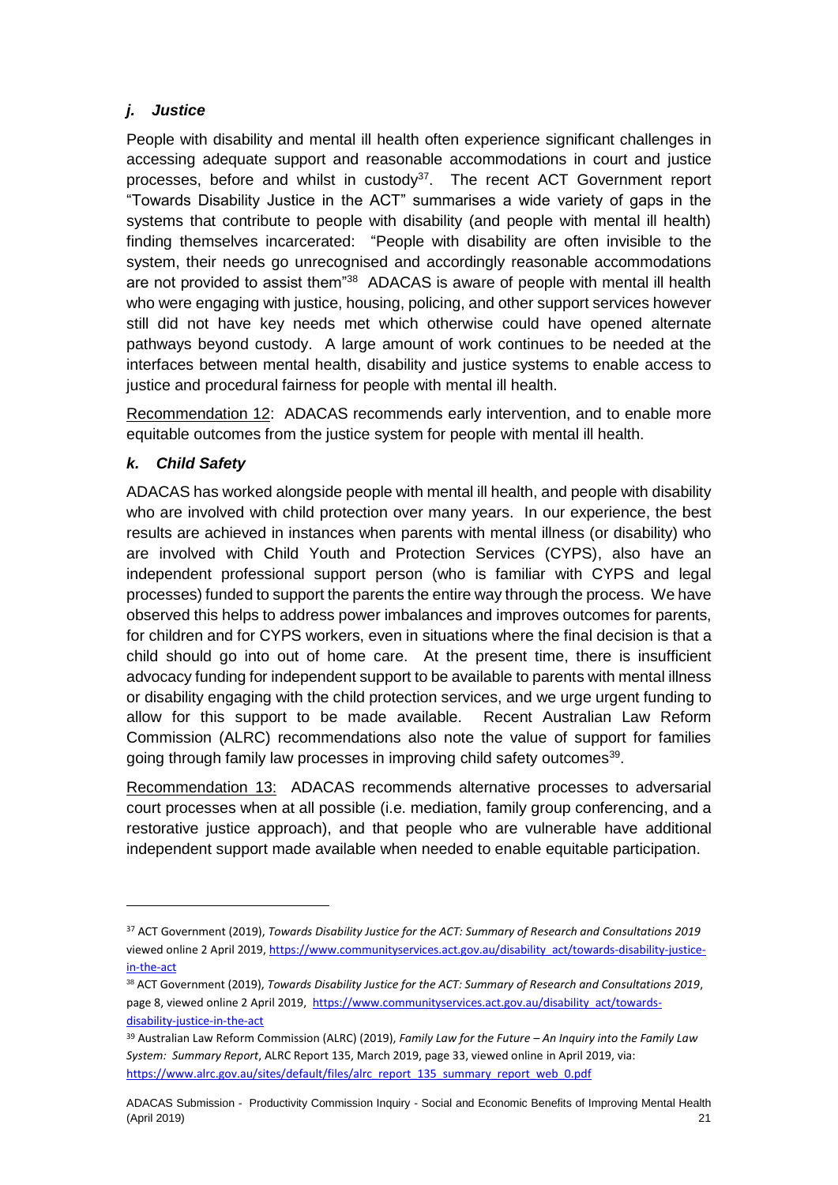### *j. Justice*

People with disability and mental ill health often experience significant challenges in accessing adequate support and reasonable accommodations in court and justice processes, before and whilst in custody[37]. The recent ACT Government report "Towards Disability Justice in the ACT" summarises a wide variety of gaps in the systems that contribute to people with disability (and people with mental ill health) finding themselves incarcerated: "People with disability are often invisible to the system, their needs go unrecognised and accordingly reasonable accommodations are not provided to assist them"[38] ADACAS is aware of people with mental ill health who were engaging with justice, housing, policing, and other support services however still did not have key needs met which otherwise could have opened alternate pathways beyond custody. A large amount of work continues to be needed at the interfaces between mental health, disability and justice systems to enable access to justice and procedural fairness for people with mental ill health.

Recommendation 12: ADACAS recommends early intervention, and to enable more equitable outcomes from the justice system for people with mental ill health.

### *k. Child Safety*

ADACAS has worked alongside people with mental ill health, and people with disability who are involved with child protection over many years. In our experience, the best results are achieved in instances when parents with mental illness (or disability) who are involved with Child Youth and Protection Services (CYPS), also have an independent professional support person (who is familiar with CYPS and legal processes) funded to support the parents the entire way through the process. We have observed this helps to address power imbalances and improves outcomes for parents, for children and for CYPS workers, even in situations where the final decision is that a child should go into out of home care. At the present time, there is insufficient advocacy funding for independent support to be available to parents with mental illness or disability engaging with the child protection services, and we urge urgent funding to allow for this support to be made available. Recent Australian Law Reform Commission (ALRC) recommendations also note the value of support for families going through family law processes in improving child safety outcomes[39].

Recommendation 13: ADACAS recommends alternative processes to adversarial court processes when at all possible (i.e. mediation, family group conferencing, and a restorative justice approach), and that people who are vulnerable have additional independent support made available when needed to enable equitable participation.

---

[37] ACT Government (2019), *Towards Disability Justice for the ACT: Summary of Research and Consultations 2019* viewed online 2 April 2019, https://www.communityservices.act.gov.au/disability_act/towards-disability-justice-in-the-act

[38] ACT Government (2019), *Towards Disability Justice for the ACT: Summary of Research and Consultations 2019*, page 8, viewed online 2 April 2019, https://www.communityservices.act.gov.au/disability_act/towards-disability-justice-in-the-act

[39] Australian Law Reform Commission (ALRC) (2019), *Family Law for the Future – An Inquiry into the Family Law System: Summary Report*, ALRC Report 135, March 2019, page 33, viewed online in April 2019, via: https://www.alrc.gov.au/sites/default/files/alrc_report_135_summary_report_web_0.pdf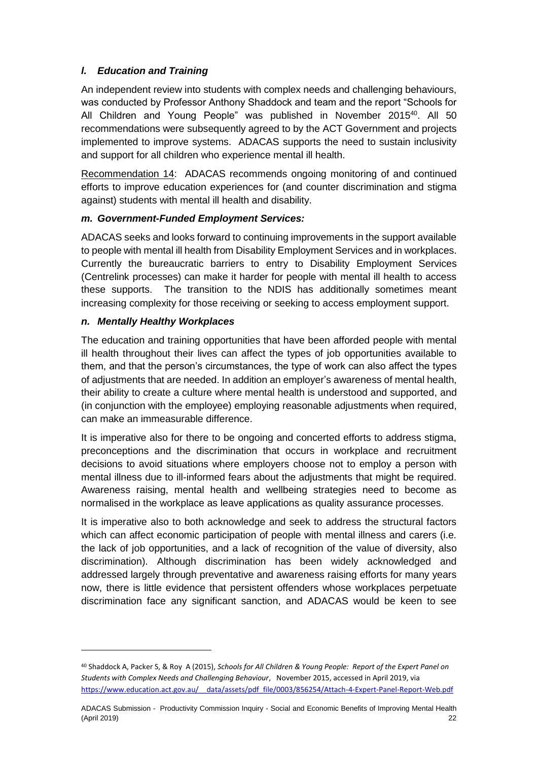### *l. Education and Training*

An independent review into students with complex needs and challenging behaviours, was conducted by Professor Anthony Shaddock and team and the report "Schools for All Children and Young People" was published in November 2015[40]. All 50 recommendations were subsequently agreed to by the ACT Government and projects implemented to improve systems. ADACAS supports the need to sustain inclusivity and support for all children who experience mental ill health.

Recommendation 14: ADACAS recommends ongoing monitoring of and continued efforts to improve education experiences for (and counter discrimination and stigma against) students with mental ill health and disability.

### *m. Government-Funded Employment Services:*

ADACAS seeks and looks forward to continuing improvements in the support available to people with mental ill health from Disability Employment Services and in workplaces. Currently the bureaucratic barriers to entry to Disability Employment Services (Centrelink processes) can make it harder for people with mental ill health to access these supports. The transition to the NDIS has additionally sometimes meant increasing complexity for those receiving or seeking to access employment support.

### *n. Mentally Healthy Workplaces*

The education and training opportunities that have been afforded people with mental ill health throughout their lives can affect the types of job opportunities available to them, and that the person's circumstances, the type of work can also affect the types of adjustments that are needed. In addition an employer's awareness of mental health, their ability to create a culture where mental health is understood and supported, and (in conjunction with the employee) employing reasonable adjustments when required, can make an immeasurable difference.

It is imperative also for there to be ongoing and concerted efforts to address stigma, preconceptions and the discrimination that occurs in workplace and recruitment decisions to avoid situations where employers choose not to employ a person with mental illness due to ill-informed fears about the adjustments that might be required. Awareness raising, mental health and wellbeing strategies need to become as normalised in the workplace as leave applications as quality assurance processes.

It is imperative also to both acknowledge and seek to address the structural factors which can affect economic participation of people with mental illness and carers (i.e. the lack of job opportunities, and a lack of recognition of the value of diversity, also discrimination). Although discrimination has been widely acknowledged and addressed largely through preventative and awareness raising efforts for many years now, there is little evidence that persistent offenders whose workplaces perpetuate discrimination face any significant sanction, and ADACAS would be keen to see

---

[40] Shaddock A, Packer S, & Roy A (2015), *Schools for All Children & Young People: Report of the Expert Panel on Students with Complex Needs and Challenging Behaviour*, November 2015, accessed in April 2019, via https://www.education.act.gov.au/__data/assets/pdf_file/0003/856254/Attach-4-Expert-Panel-Report-Web.pdf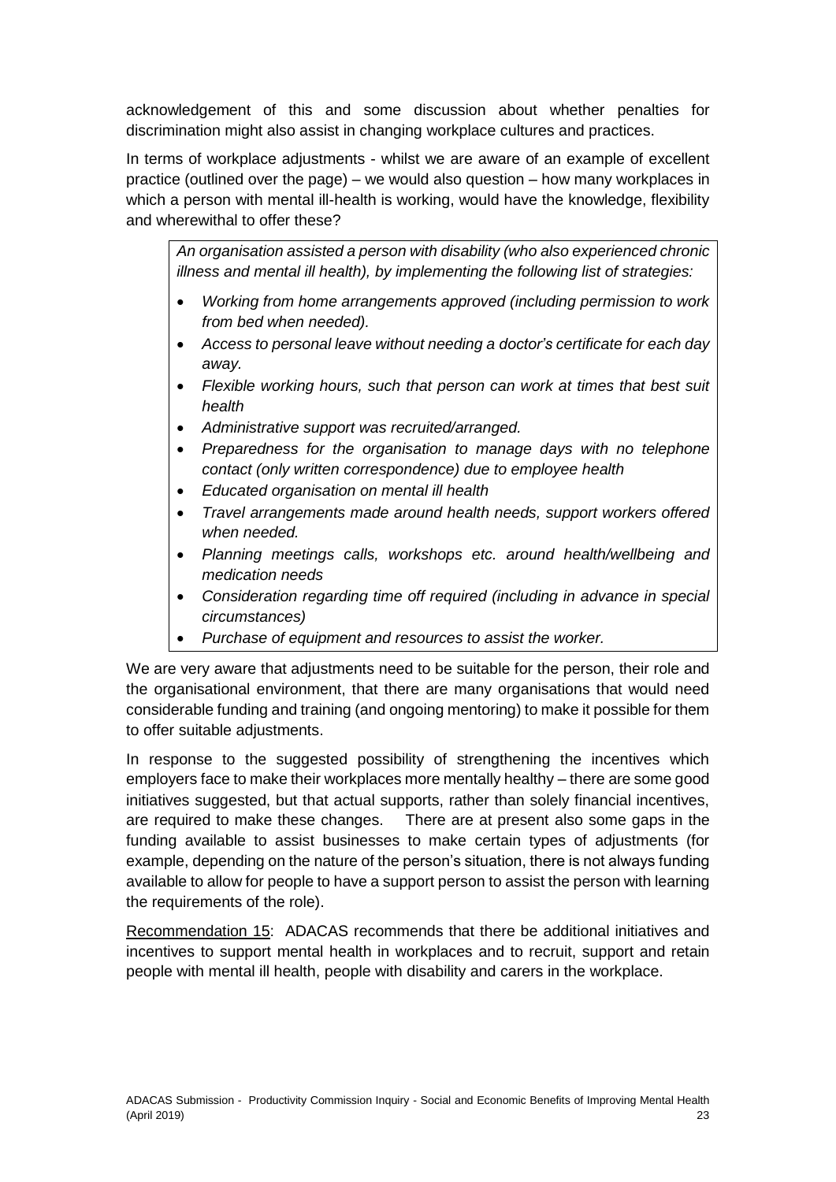acknowledgement of this and some discussion about whether penalties for discrimination might also assist in changing workplace cultures and practices.

In terms of workplace adjustments - whilst we are aware of an example of excellent practice (outlined over the page) – we would also question – how many workplaces in which a person with mental ill-health is working, would have the knowledge, flexibility and wherewithal to offer these?

> *An organisation assisted a person with disability (who also experienced chronic illness and mental ill health), by implementing the following list of strategies:*
>
> - *Working from home arrangements approved (including permission to work from bed when needed).*
> - *Access to personal leave without needing a doctor's certificate for each day away.*
> - *Flexible working hours, such that person can work at times that best suit health*
> - *Administrative support was recruited/arranged.*
> - *Preparedness for the organisation to manage days with no telephone contact (only written correspondence) due to employee health*
> - *Educated organisation on mental ill health*
> - *Travel arrangements made around health needs, support workers offered when needed.*
> - *Planning meetings calls, workshops etc. around health/wellbeing and medication needs*
> - *Consideration regarding time off required (including in advance in special circumstances)*
> - *Purchase of equipment and resources to assist the worker.*

We are very aware that adjustments need to be suitable for the person, their role and the organisational environment, that there are many organisations that would need considerable funding and training (and ongoing mentoring) to make it possible for them to offer suitable adjustments.

In response to the suggested possibility of strengthening the incentives which employers face to make their workplaces more mentally healthy – there are some good initiatives suggested, but that actual supports, rather than solely financial incentives, are required to make these changes. There are at present also some gaps in the funding available to assist businesses to make certain types of adjustments (for example, depending on the nature of the person's situation, there is not always funding available to allow for people to have a support person to assist the person with learning the requirements of the role).

<u>Recommendation 15</u>: ADACAS recommends that there be additional initiatives and incentives to support mental health in workplaces and to recruit, support and retain people with mental ill health, people with disability and carers in the workplace.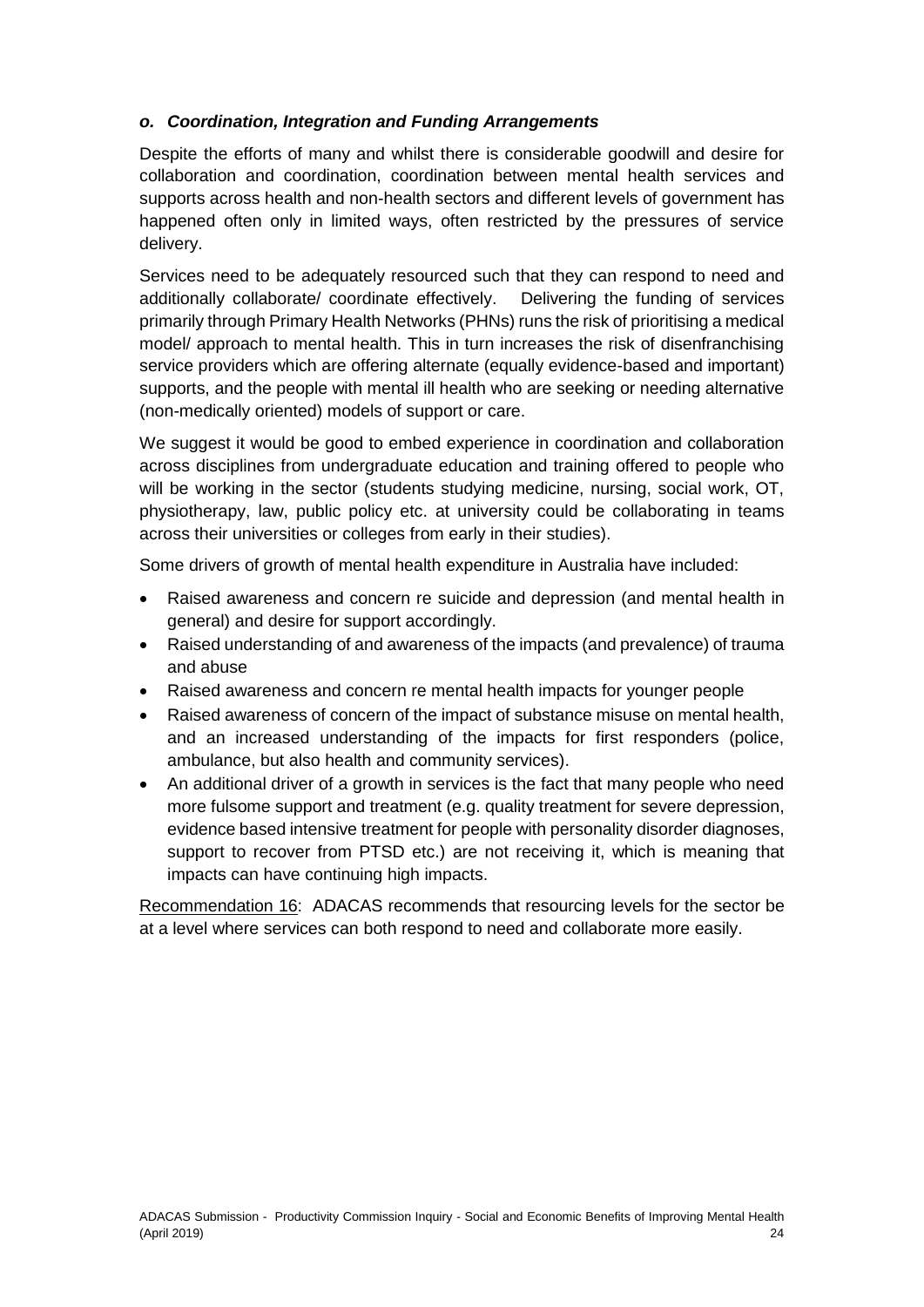### *o. Coordination, Integration and Funding Arrangements*

Despite the efforts of many and whilst there is considerable goodwill and desire for collaboration and coordination, coordination between mental health services and supports across health and non-health sectors and different levels of government has happened often only in limited ways, often restricted by the pressures of service delivery.

Services need to be adequately resourced such that they can respond to need and additionally collaborate/ coordinate effectively. Delivering the funding of services primarily through Primary Health Networks (PHNs) runs the risk of prioritising a medical model/ approach to mental health. This in turn increases the risk of disenfranchising service providers which are offering alternate (equally evidence-based and important) supports, and the people with mental ill health who are seeking or needing alternative (non-medically oriented) models of support or care.

We suggest it would be good to embed experience in coordination and collaboration across disciplines from undergraduate education and training offered to people who will be working in the sector (students studying medicine, nursing, social work, OT, physiotherapy, law, public policy etc. at university could be collaborating in teams across their universities or colleges from early in their studies).

Some drivers of growth of mental health expenditure in Australia have included:

- Raised awareness and concern re suicide and depression (and mental health in general) and desire for support accordingly.
- Raised understanding of and awareness of the impacts (and prevalence) of trauma and abuse
- Raised awareness and concern re mental health impacts for younger people
- Raised awareness of concern of the impact of substance misuse on mental health, and an increased understanding of the impacts for first responders (police, ambulance, but also health and community services).
- An additional driver of a growth in services is the fact that many people who need more fulsome support and treatment (e.g. quality treatment for severe depression, evidence based intensive treatment for people with personality disorder diagnoses, support to recover from PTSD etc.) are not receiving it, which is meaning that impacts can have continuing high impacts.

Recommendation 16: ADACAS recommends that resourcing levels for the sector be at a level where services can both respond to need and collaborate more easily.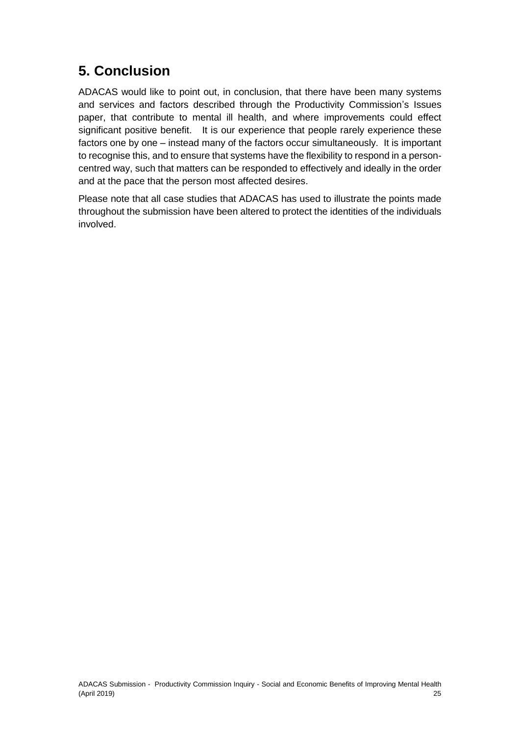## 5. Conclusion

ADACAS would like to point out, in conclusion, that there have been many systems and services and factors described through the Productivity Commission's Issues paper, that contribute to mental ill health, and where improvements could effect significant positive benefit. It is our experience that people rarely experience these factors one by one – instead many of the factors occur simultaneously. It is important to recognise this, and to ensure that systems have the flexibility to respond in a person-centred way, such that matters can be responded to effectively and ideally in the order and at the pace that the person most affected desires.

Please note that all case studies that ADACAS has used to illustrate the points made throughout the submission have been altered to protect the identities of the individuals involved.